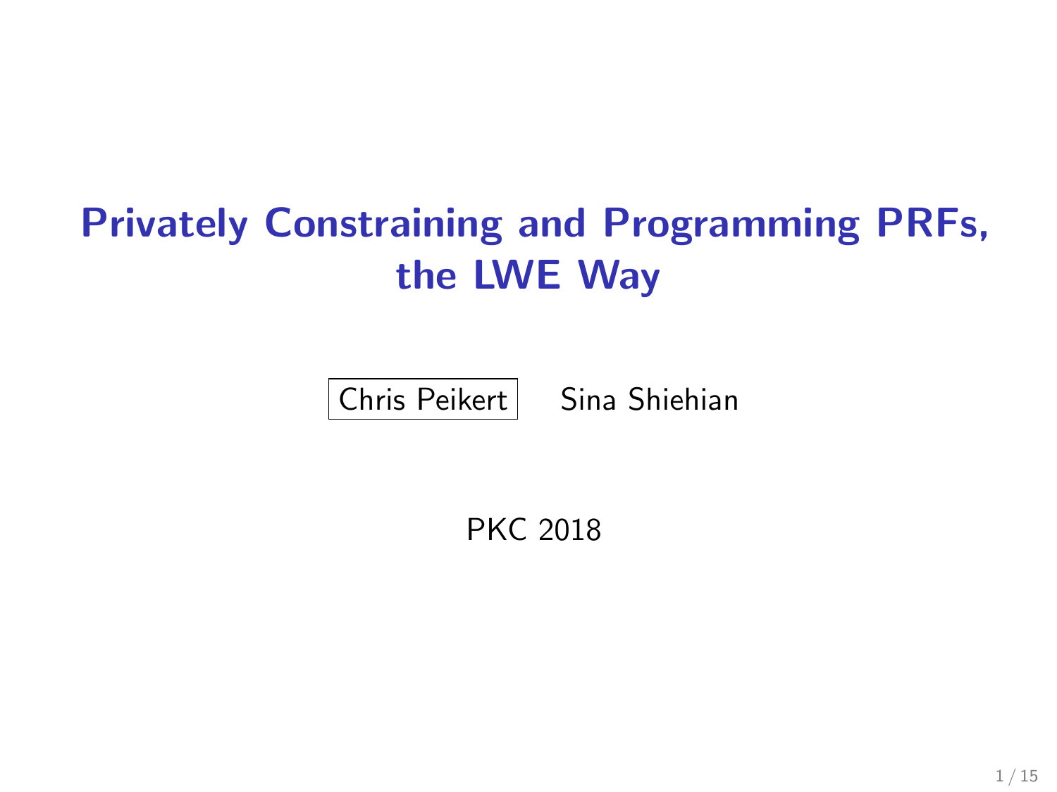# Privately Constraining and Programming PRFs, the LWE Way

Chris Peikert    Sina Shiehian

PKC 2018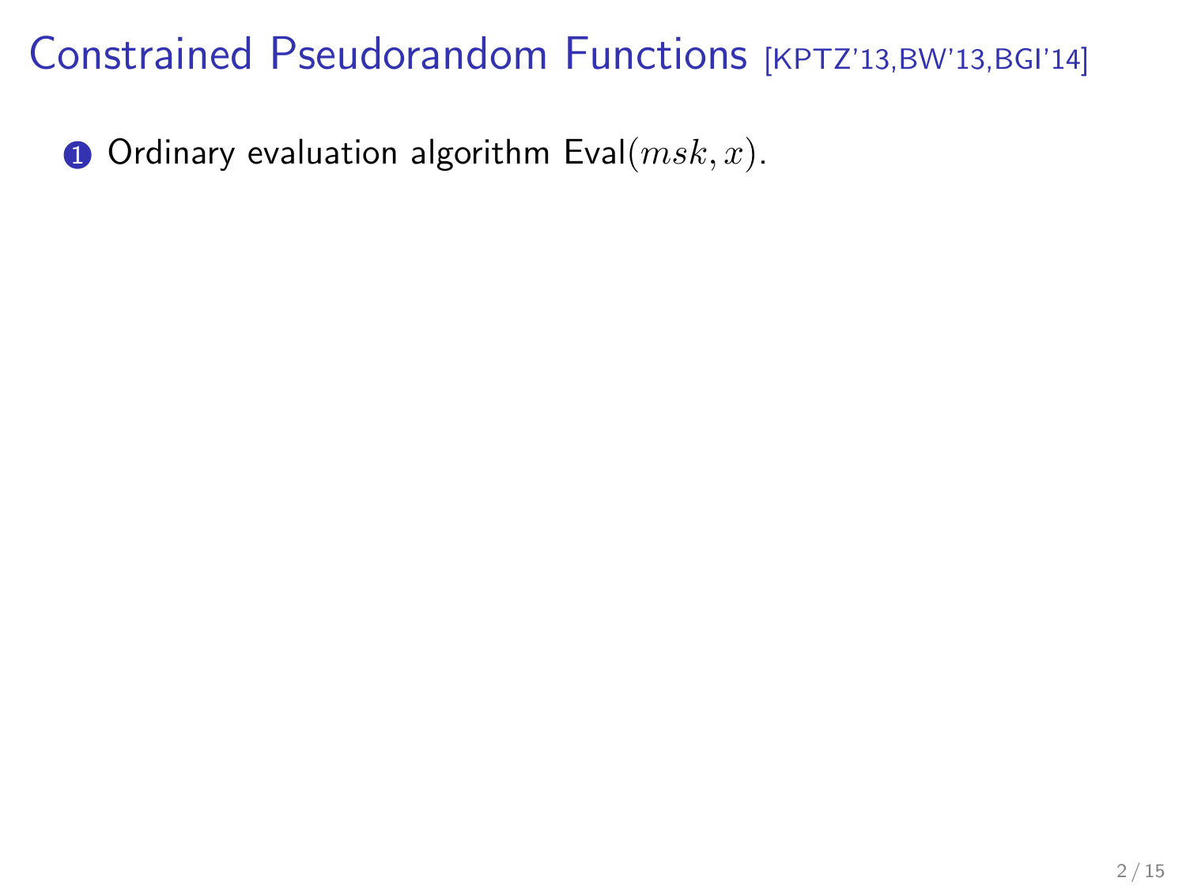# Constrained Pseudorandom Functions [KPTZ'13,BW'13,BGI'14]

1. Ordinary evaluation algorithm Eval$(msk, x)$.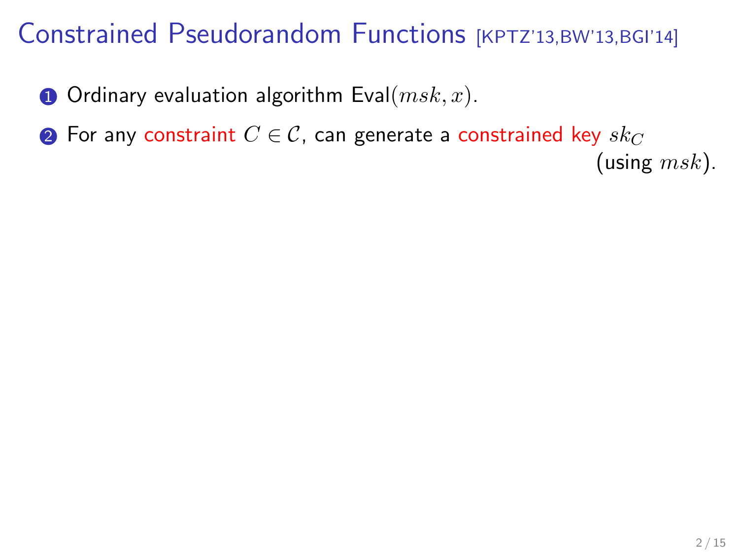# Constrained Pseudorandom Functions [KPTZ'13,BW'13,BGI'14]

1. Ordinary evaluation algorithm Eval$(msk, x)$.
2. For any constraint $C \in \mathcal{C}$, can generate a constrained key $sk_C$ (using $msk$).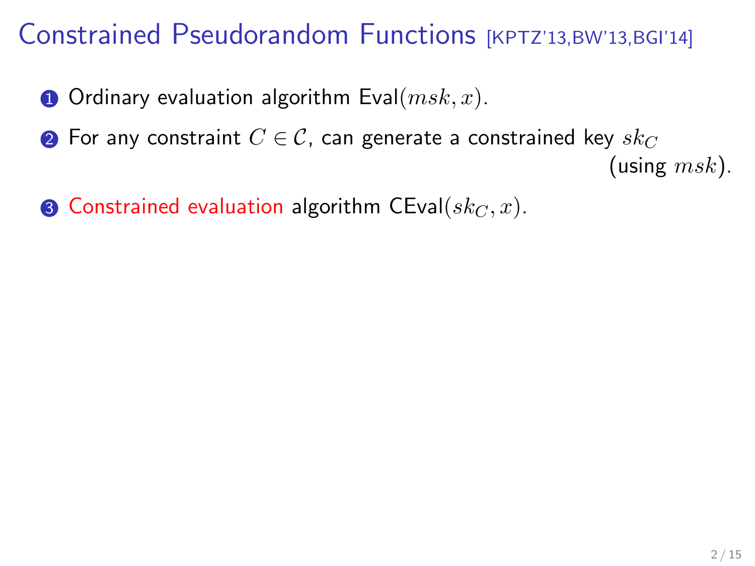# Constrained Pseudorandom Functions [KPTZ'13,BW'13,BGI'14]

1. Ordinary evaluation algorithm Eval$(msk, x)$.
2. For any constraint $C \in \mathcal{C}$, can generate a constrained key $sk_C$ (using $msk$).
3. Constrained evaluation algorithm CEval$(sk_C, x)$.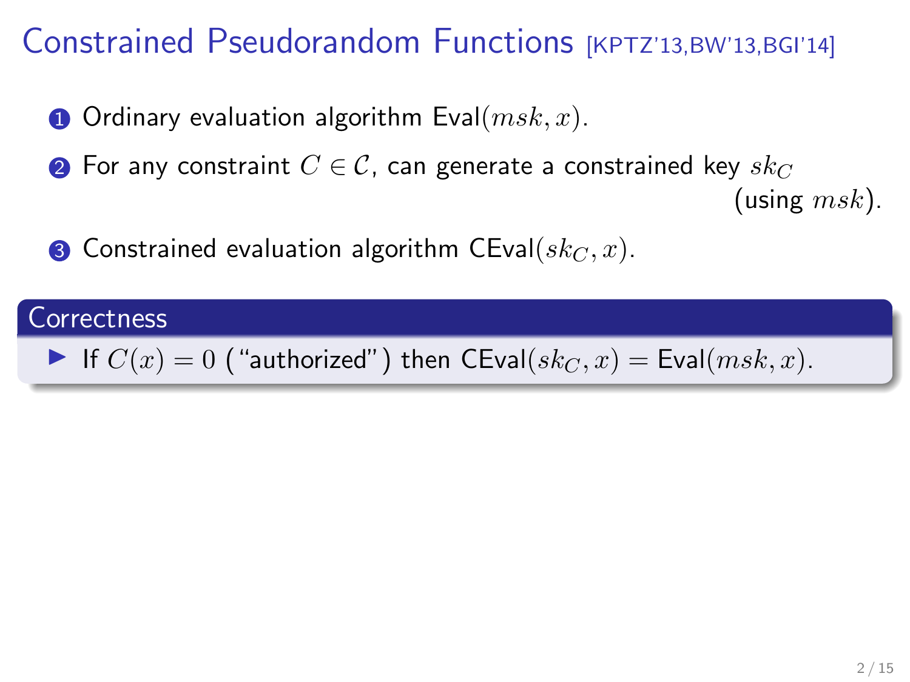# Constrained Pseudorandom Functions [KPTZ'13,BW'13,BGI'14]

1. Ordinary evaluation algorithm $\mathsf{Eval}(msk, x)$.
2. For any constraint $C \in \mathcal{C}$, can generate a constrained key $sk_C$ (using $msk$).
3. Constrained evaluation algorithm $\mathsf{CEval}(sk_C, x)$.

**Correctness**

- If $C(x) = 0$ ("authorized") then $\mathsf{CEval}(sk_C, x) = \mathsf{Eval}(msk, x)$.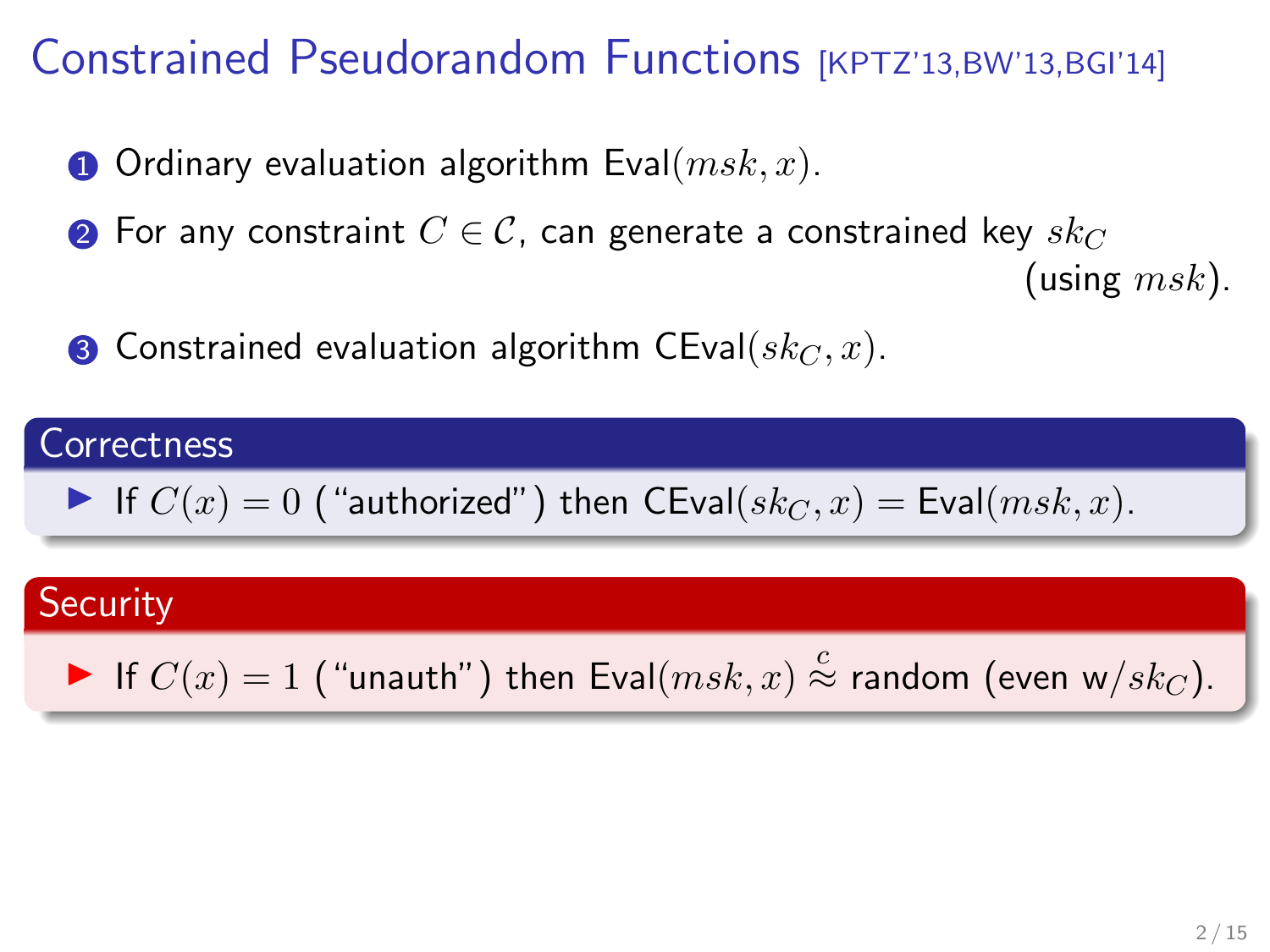# Constrained Pseudorandom Functions [KPTZ'13,BW'13,BGI'14]

1. Ordinary evaluation algorithm Eval$(msk, x)$.
2. For any constraint $C \in \mathcal{C}$, can generate a constrained key $sk_C$ (using $msk$).
3. Constrained evaluation algorithm CEval$(sk_C, x)$.

**Correctness**

- If $C(x) = 0$ ("authorized") then CEval$(sk_C, x) =$ Eval$(msk, x)$.

**Security**

- If $C(x) = 1$ ("unauth") then Eval$(msk, x) \stackrel{c}{\approx}$ random (even w/$sk_C$).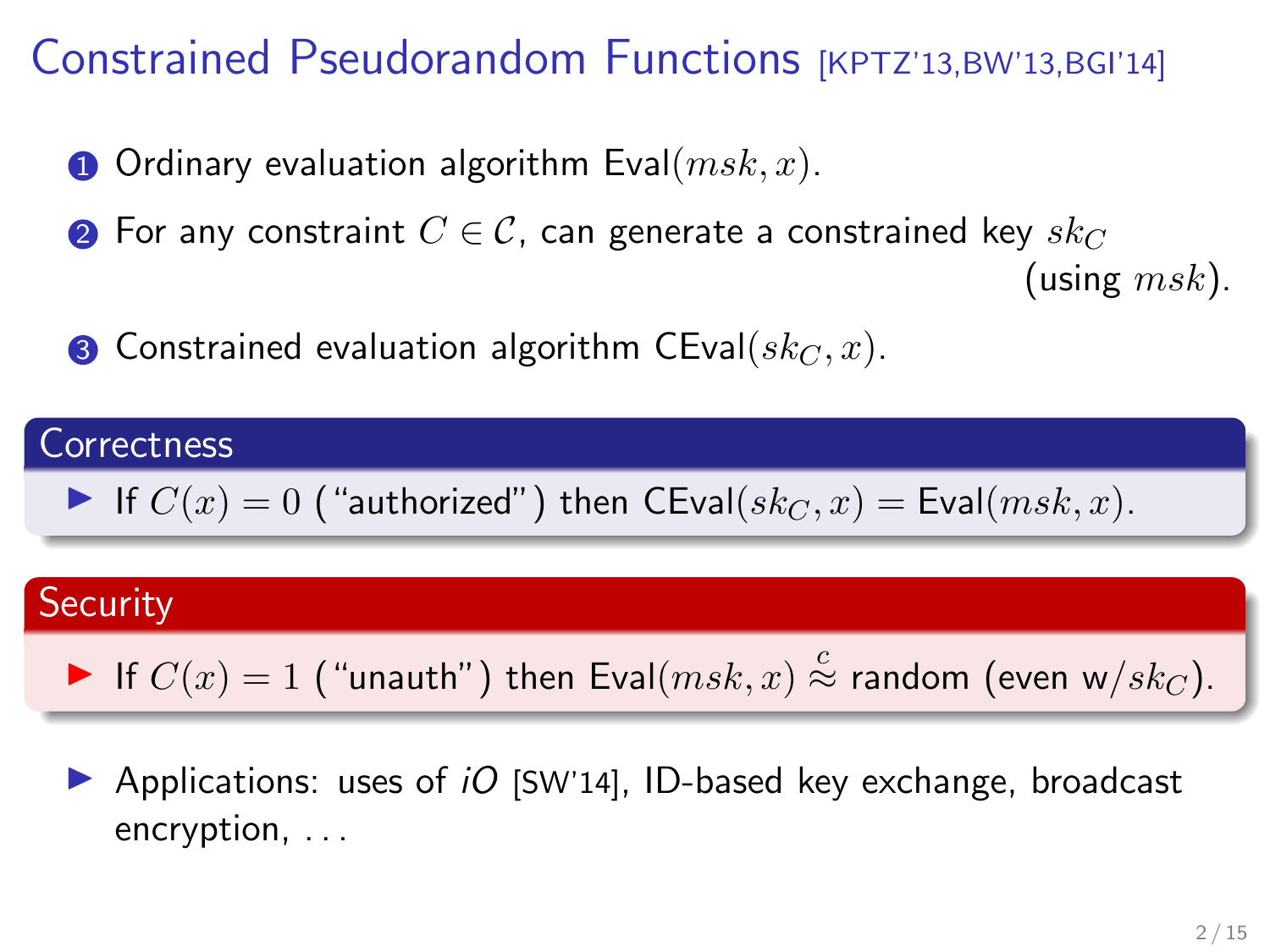# Constrained Pseudorandom Functions [KPTZ'13,BW'13,BGI'14]

1. Ordinary evaluation algorithm $\mathsf{Eval}(msk, x)$.
2. For any constraint $C \in \mathcal{C}$, can generate a constrained key $sk_C$ (using $msk$).
3. Constrained evaluation algorithm $\mathsf{CEval}(sk_C, x)$.

**Correctness**

- If $C(x) = 0$ ("authorized") then $\mathsf{CEval}(sk_C, x) = \mathsf{Eval}(msk, x)$.

**Security**

- If $C(x) = 1$ ("unauth") then $\mathsf{Eval}(msk, x) \overset{c}{\approx}$ random (even w/$sk_C$).

- Applications: uses of *iO* [SW'14], ID-based key exchange, broadcast encryption, ...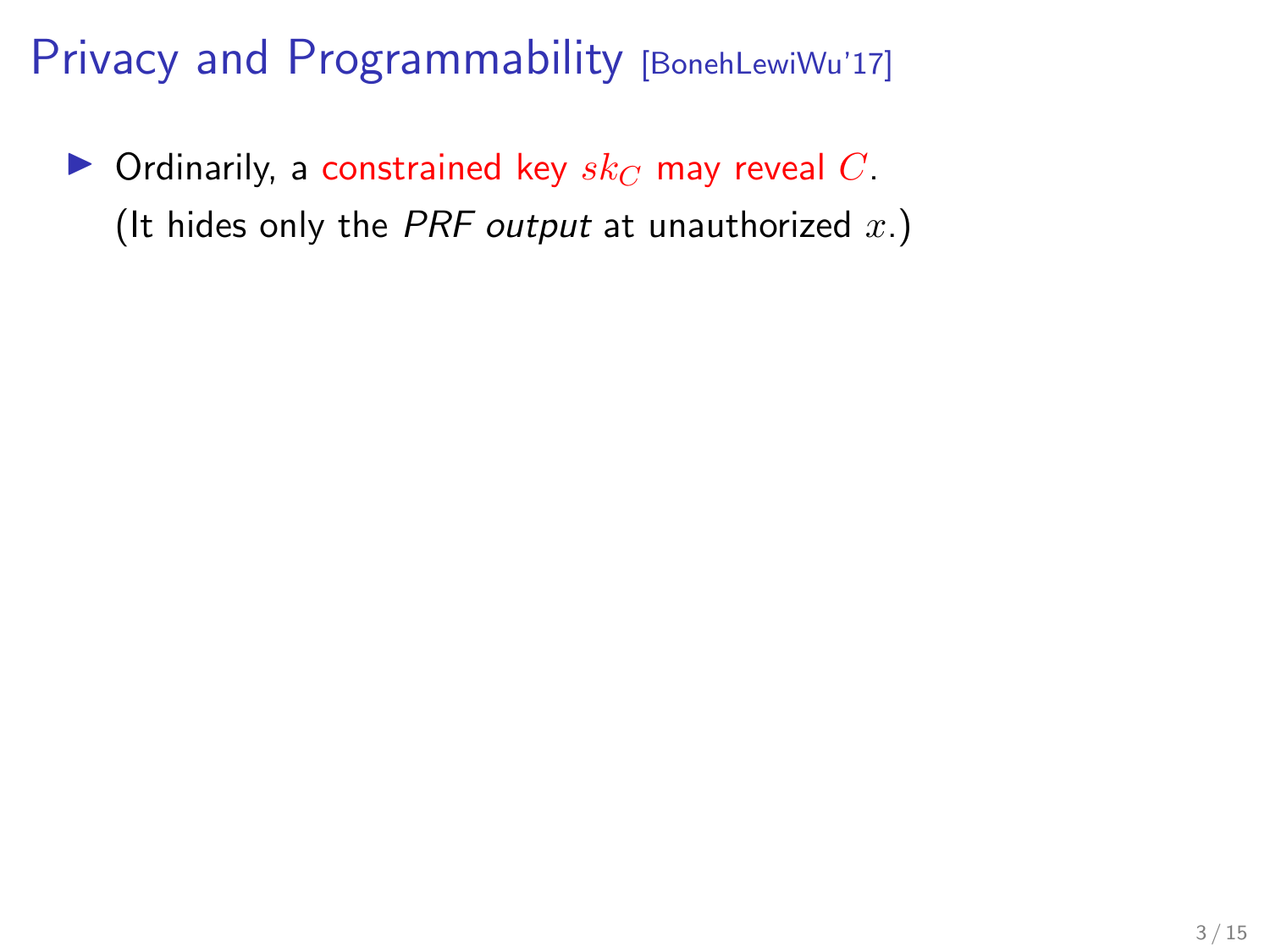# Privacy and Programmability [BonehLewiWu'17]

- Ordinarily, a constrained key $sk_C$ may reveal $C$.
  (It hides only the *PRF output* at unauthorized $x$.)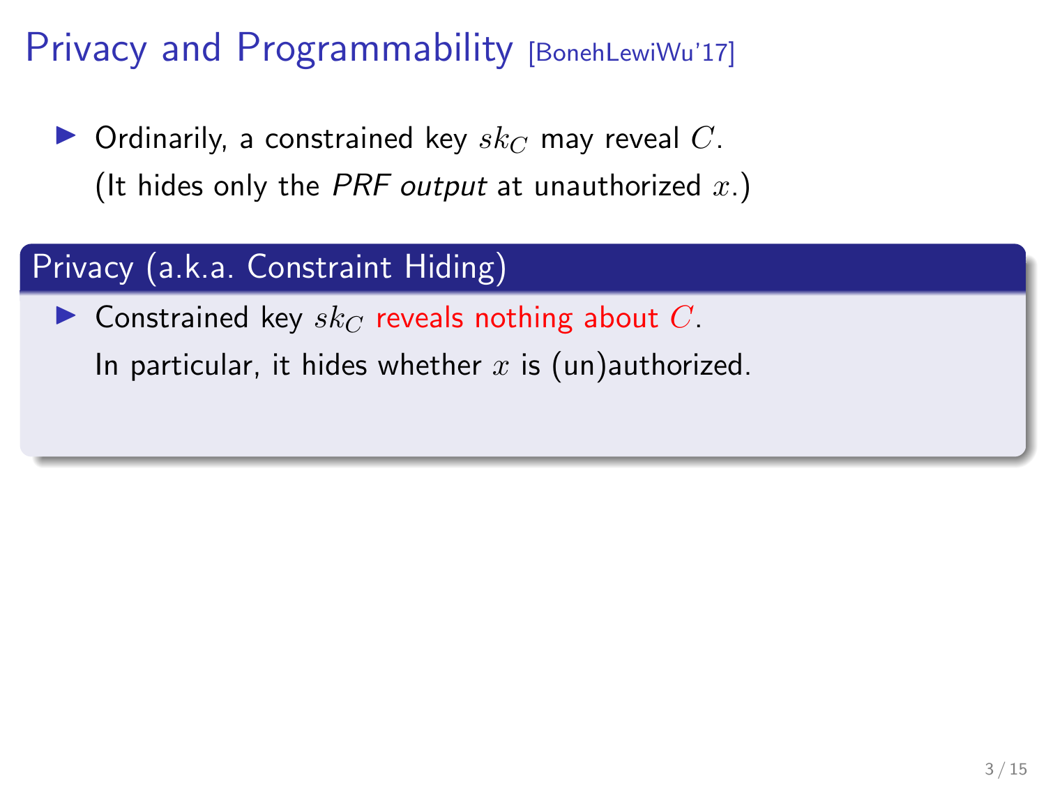# Privacy and Programmability [BonehLewiWu'17]

- Ordinarily, a constrained key $sk_C$ may reveal $C$.
  (It hides only the *PRF output* at unauthorized $x$.)

## Privacy (a.k.a. Constraint Hiding)

- Constrained key $sk_C$ reveals nothing about $C$.
  In particular, it hides whether $x$ is (un)authorized.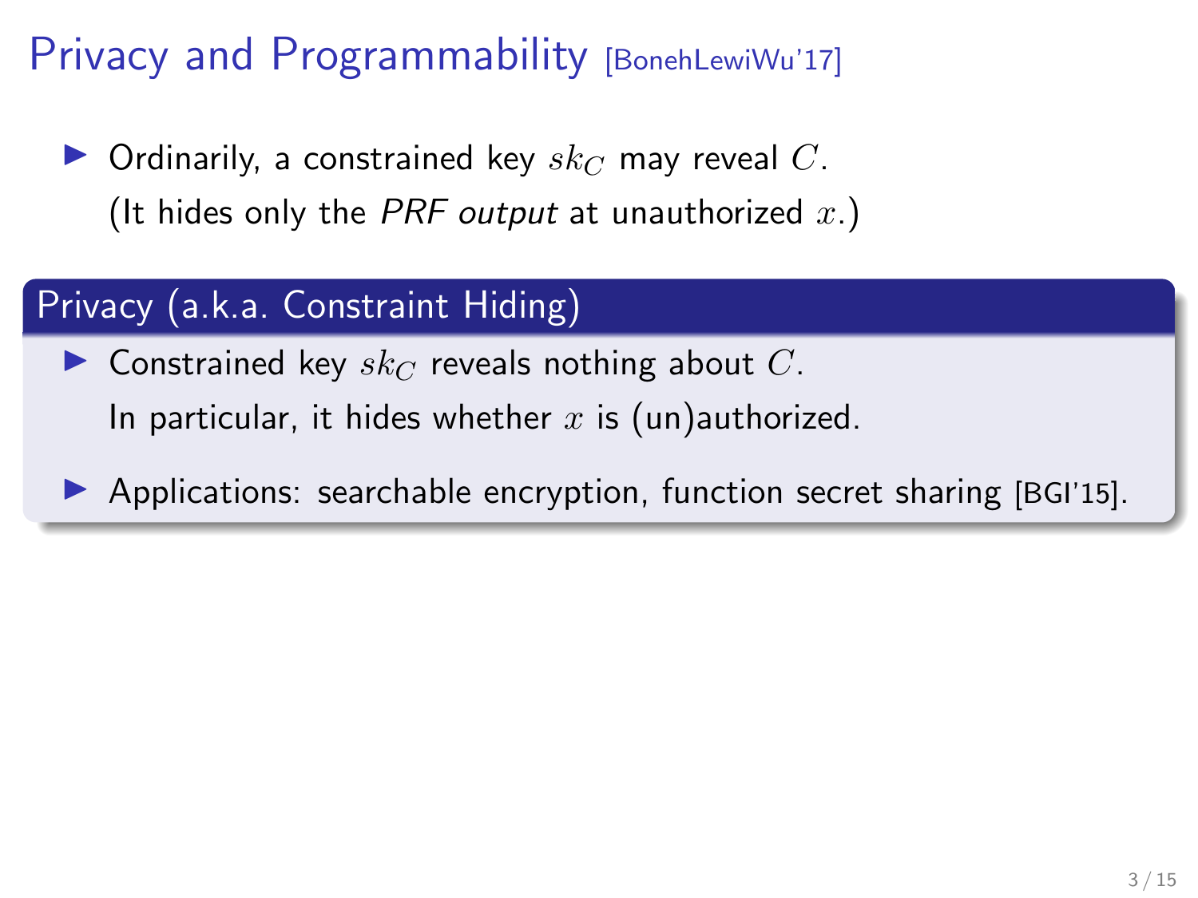# Privacy and Programmability [BonehLewiWu'17]

- Ordinarily, a constrained key $sk_C$ may reveal $C$.
  (It hides only the *PRF output* at unauthorized $x$.)

## Privacy (a.k.a. Constraint Hiding)

- Constrained key $sk_C$ reveals nothing about $C$.
  In particular, it hides whether $x$ is (un)authorized.
- Applications: searchable encryption, function secret sharing [BGI'15].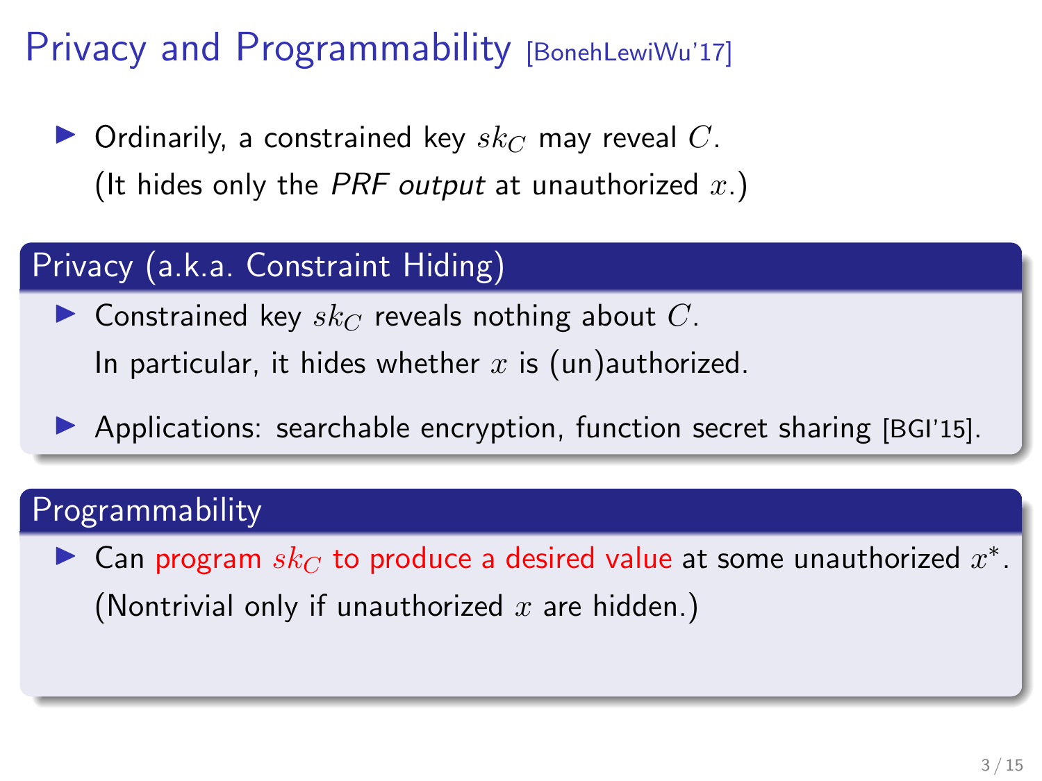# Privacy and Programmability [BonehLewiWu'17]

- Ordinarily, a constrained key $sk_C$ may reveal $C$.
  (It hides only the *PRF output* at unauthorized $x$.)

## Privacy (a.k.a. Constraint Hiding)

- Constrained key $sk_C$ reveals nothing about $C$.
  In particular, it hides whether $x$ is (un)authorized.
- Applications: searchable encryption, function secret sharing [BGI'15].

## Programmability

- Can program $sk_C$ to produce a desired value at some unauthorized $x^*$.
  (Nontrivial only if unauthorized $x$ are hidden.)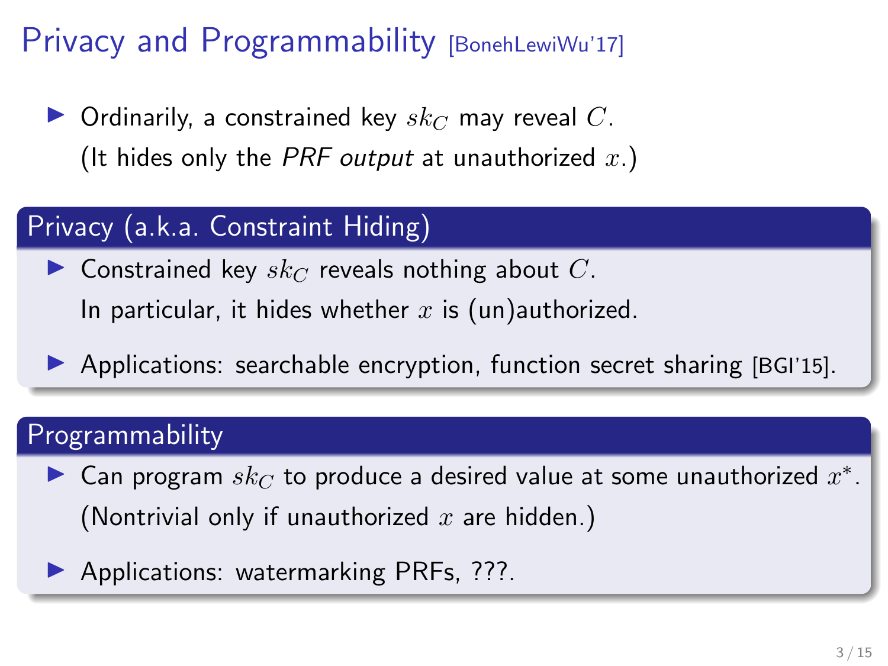# Privacy and Programmability [BonehLewiWu'17]

- Ordinarily, a constrained key $sk_C$ may reveal $C$.
  (It hides only the *PRF output* at unauthorized $x$.)

## Privacy (a.k.a. Constraint Hiding)

- Constrained key $sk_C$ reveals nothing about $C$.
  In particular, it hides whether $x$ is (un)authorized.
- Applications: searchable encryption, function secret sharing [BGI'15].

## Programmability

- Can program $sk_C$ to produce a desired value at some unauthorized $x^*$.
  (Nontrivial only if unauthorized $x$ are hidden.)
- Applications: watermarking PRFs, ???.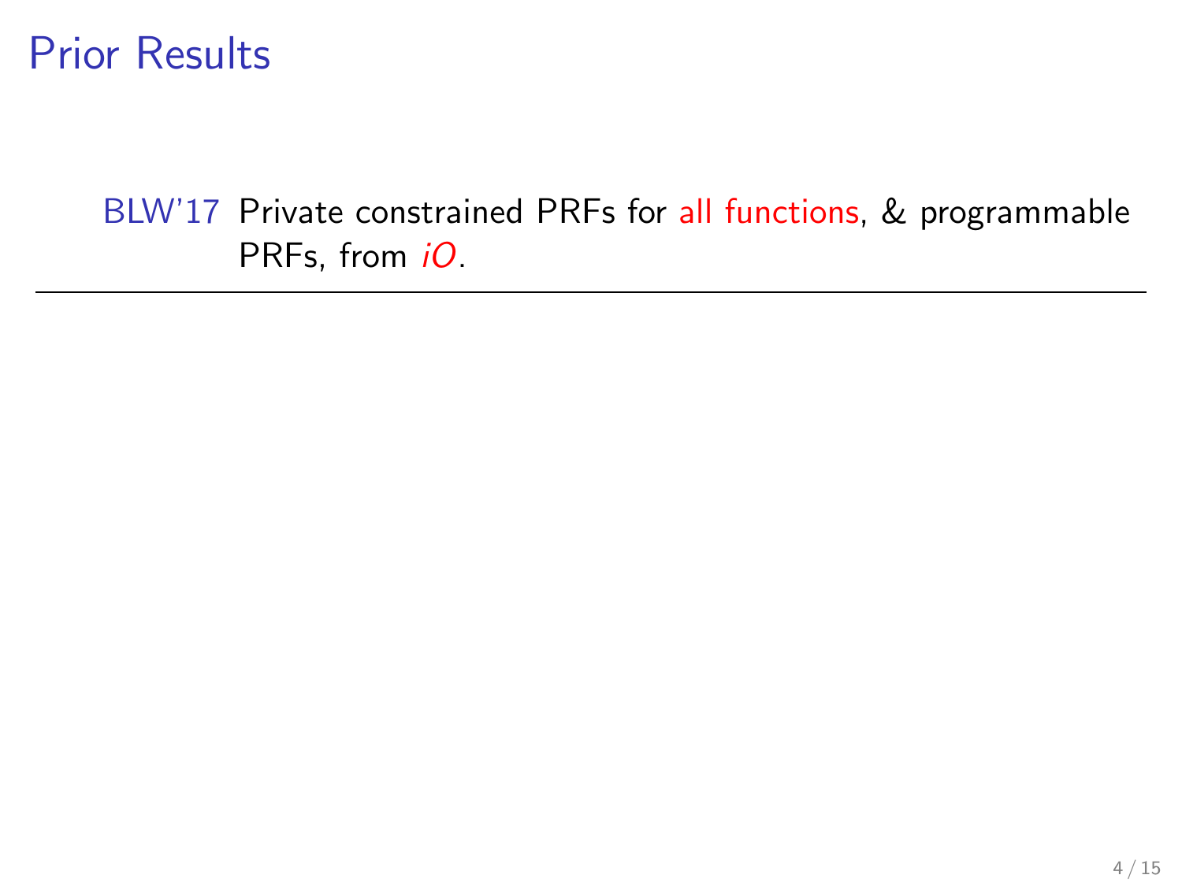# Prior Results

BLW'17 Private constrained PRFs for all functions, & programmable PRFs, from *iO*.

---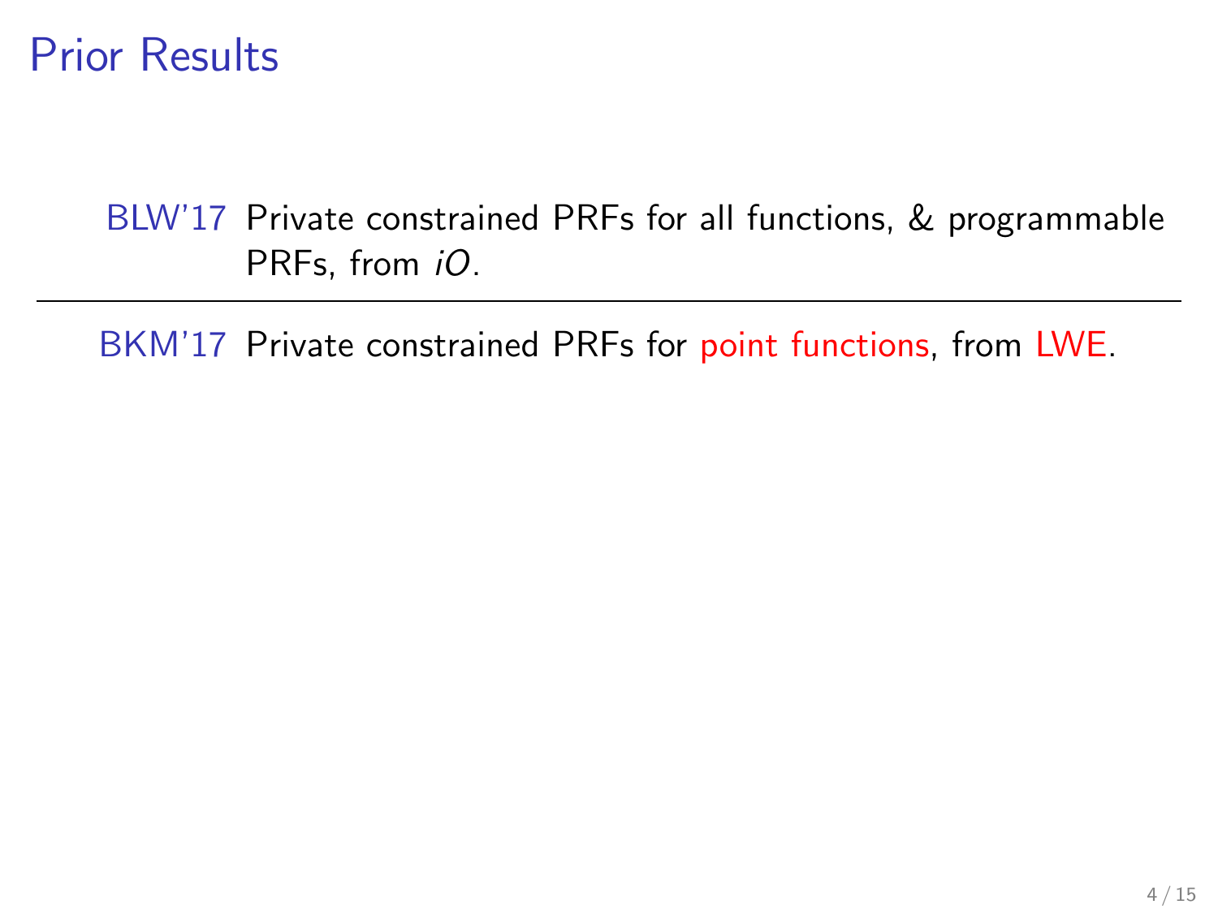# Prior Results

BLW'17 Private constrained PRFs for all functions, & programmable PRFs, from *iO*.

---

BKM'17 Private constrained PRFs for point functions, from LWE.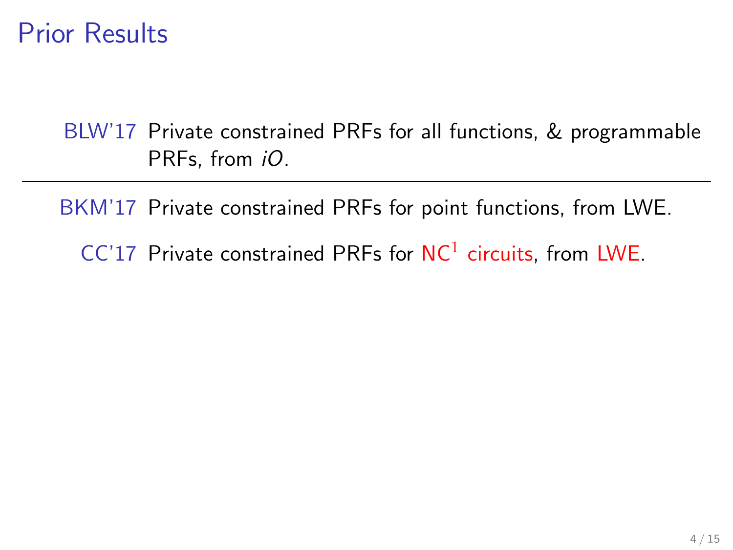# Prior Results

BLW'17 Private constrained PRFs for all functions, & programmable PRFs, from *iO*.

---

BKM'17 Private constrained PRFs for point functions, from LWE.

CC'17 Private constrained PRFs for $\mathsf{NC}^1$ circuits, from LWE.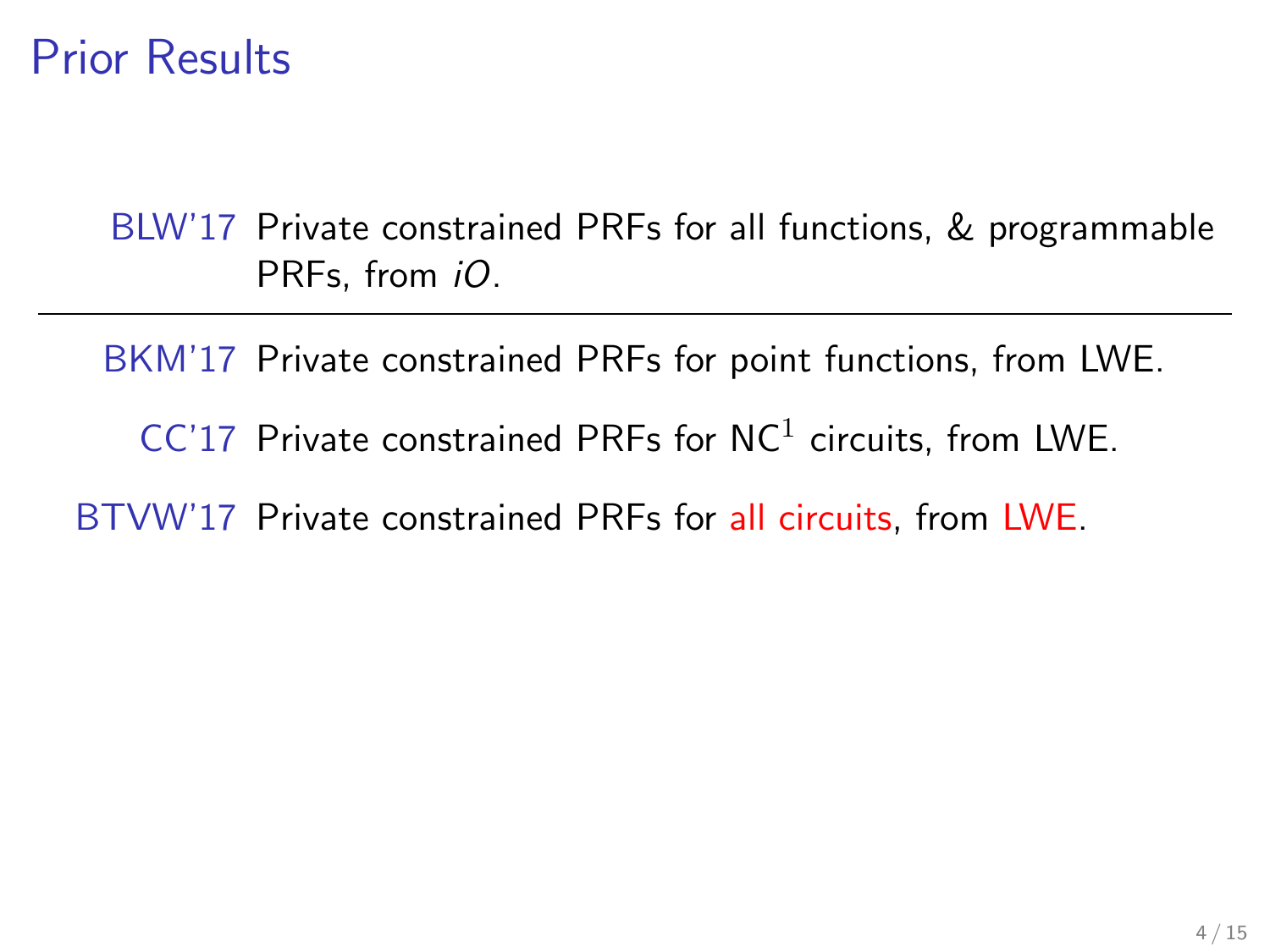# Prior Results

- **BLW'17** Private constrained PRFs for all functions, & programmable PRFs, from *iO*.

---

- **BKM'17** Private constrained PRFs for point functions, from LWE.
- **CC'17** Private constrained PRFs for $\mathsf{NC}^1$ circuits, from LWE.
- **BTVW'17** Private constrained PRFs for all circuits, from LWE.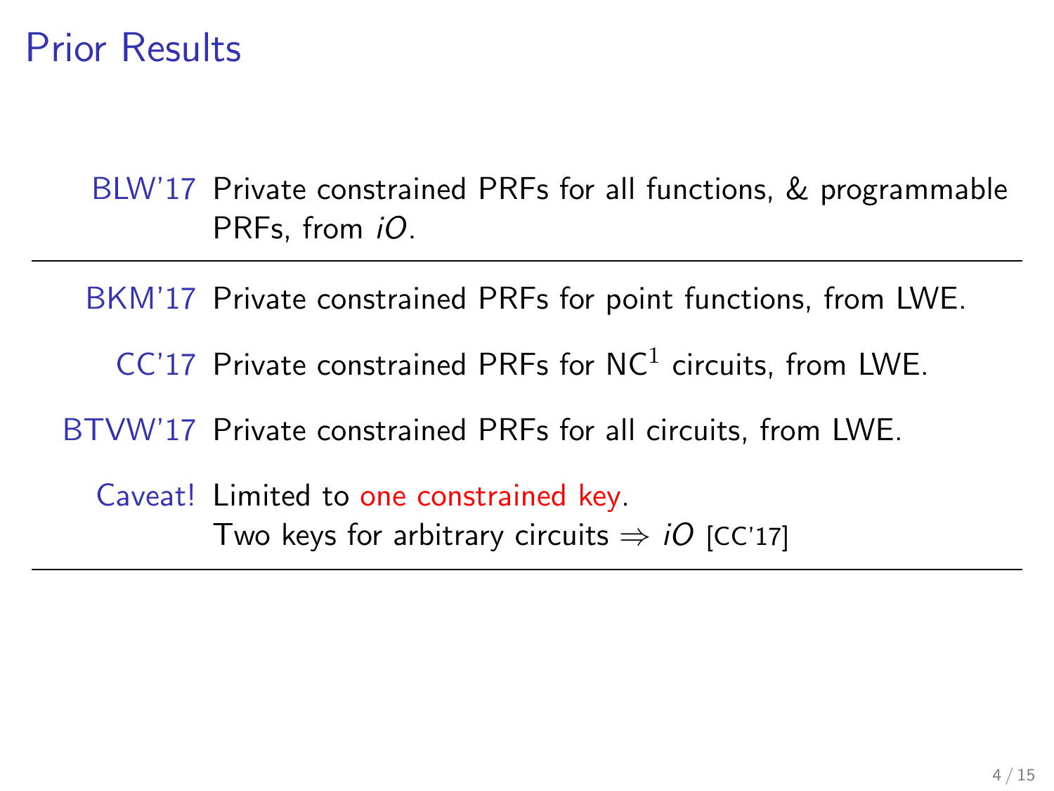# Prior Results

BLW'17 Private constrained PRFs for all functions, & programmable PRFs, from *iO*.

---

BKM'17 Private constrained PRFs for point functions, from LWE.

CC'17 Private constrained PRFs for $\mathsf{NC}^1$ circuits, from LWE.

BTVW'17 Private constrained PRFs for all circuits, from LWE.

Caveat! Limited to one constrained key.
Two keys for arbitrary circuits $\Rightarrow$ *iO* [CC'17]

---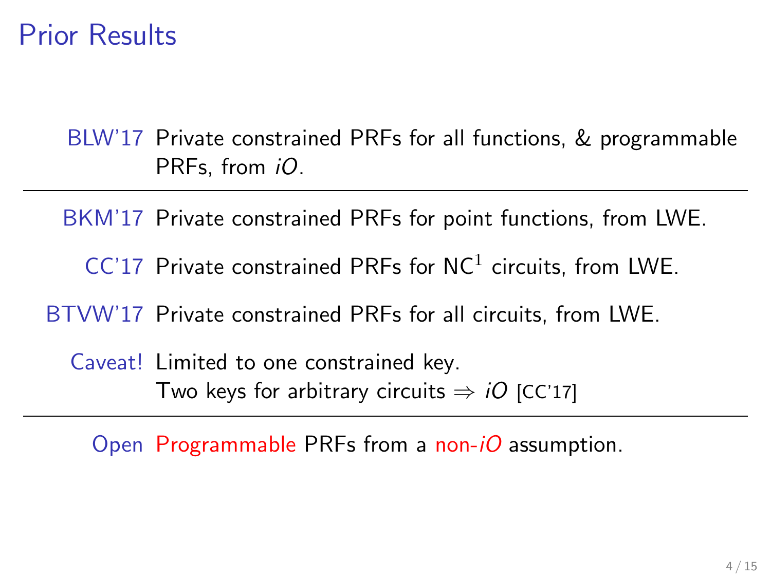# Prior Results

BLW'17 Private constrained PRFs for all functions, & programmable PRFs, from *iO*.

---

BKM'17 Private constrained PRFs for point functions, from LWE.

CC'17 Private constrained PRFs for $NC^1$ circuits, from LWE.

BTVW'17 Private constrained PRFs for all circuits, from LWE.

Caveat! Limited to one constrained key.
Two keys for arbitrary circuits $\Rightarrow$ *iO* [CC'17]

---

Open Programmable PRFs from a non-*iO* assumption.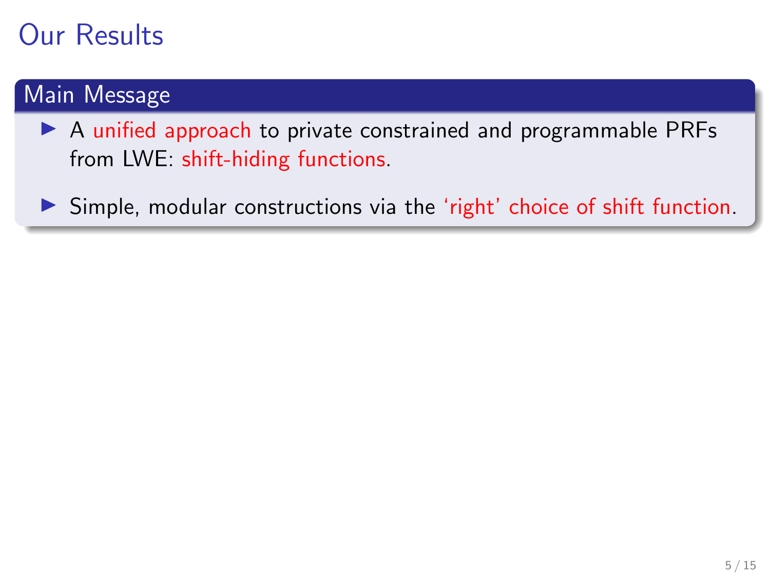# Our Results

## Main Message

- A unified approach to private constrained and programmable PRFs from LWE: shift-hiding functions.
- Simple, modular constructions via the 'right' choice of shift function.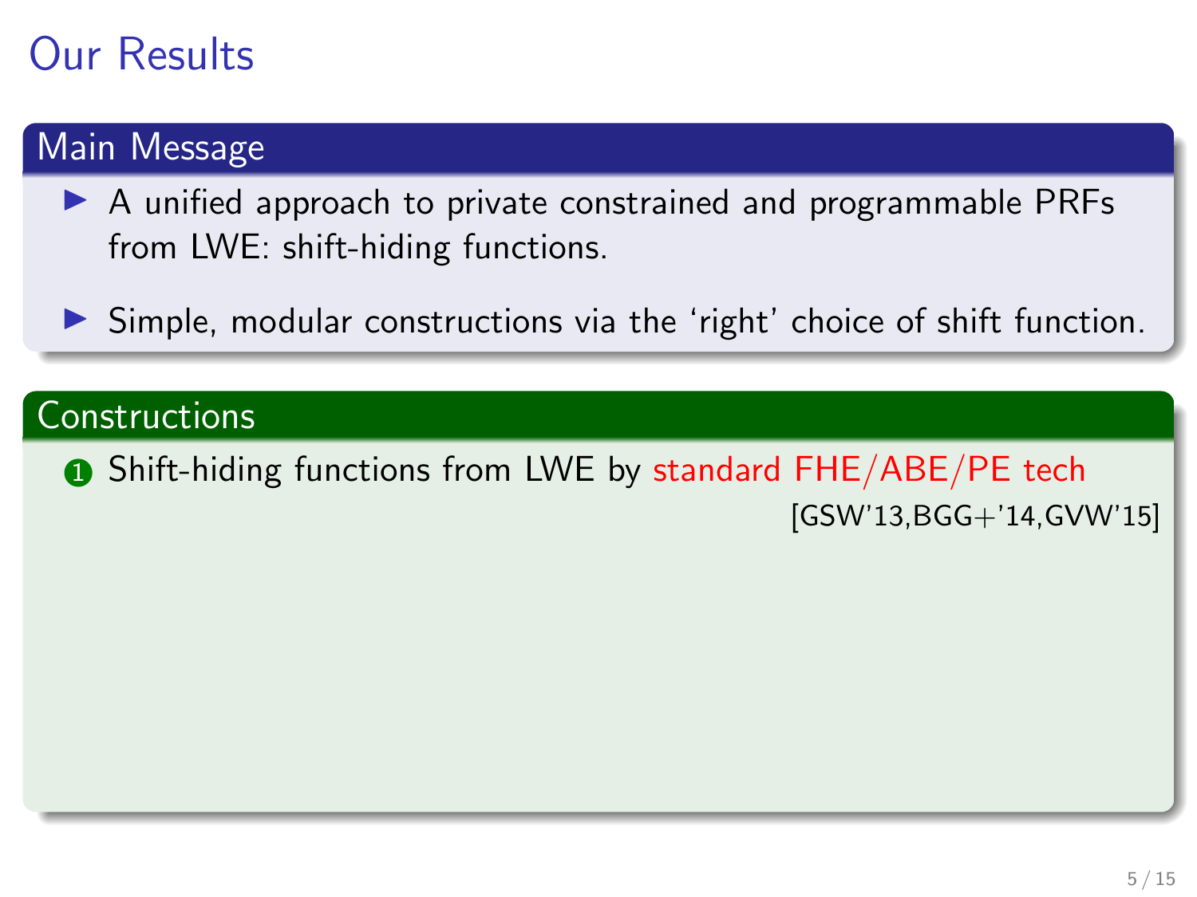# Our Results

## Main Message

- A unified approach to private constrained and programmable PRFs from LWE: shift-hiding functions.
- Simple, modular constructions via the 'right' choice of shift function.

## Constructions

1. Shift-hiding functions from LWE by standard FHE/ABE/PE tech [GSW'13,BGG+'14,GVW'15]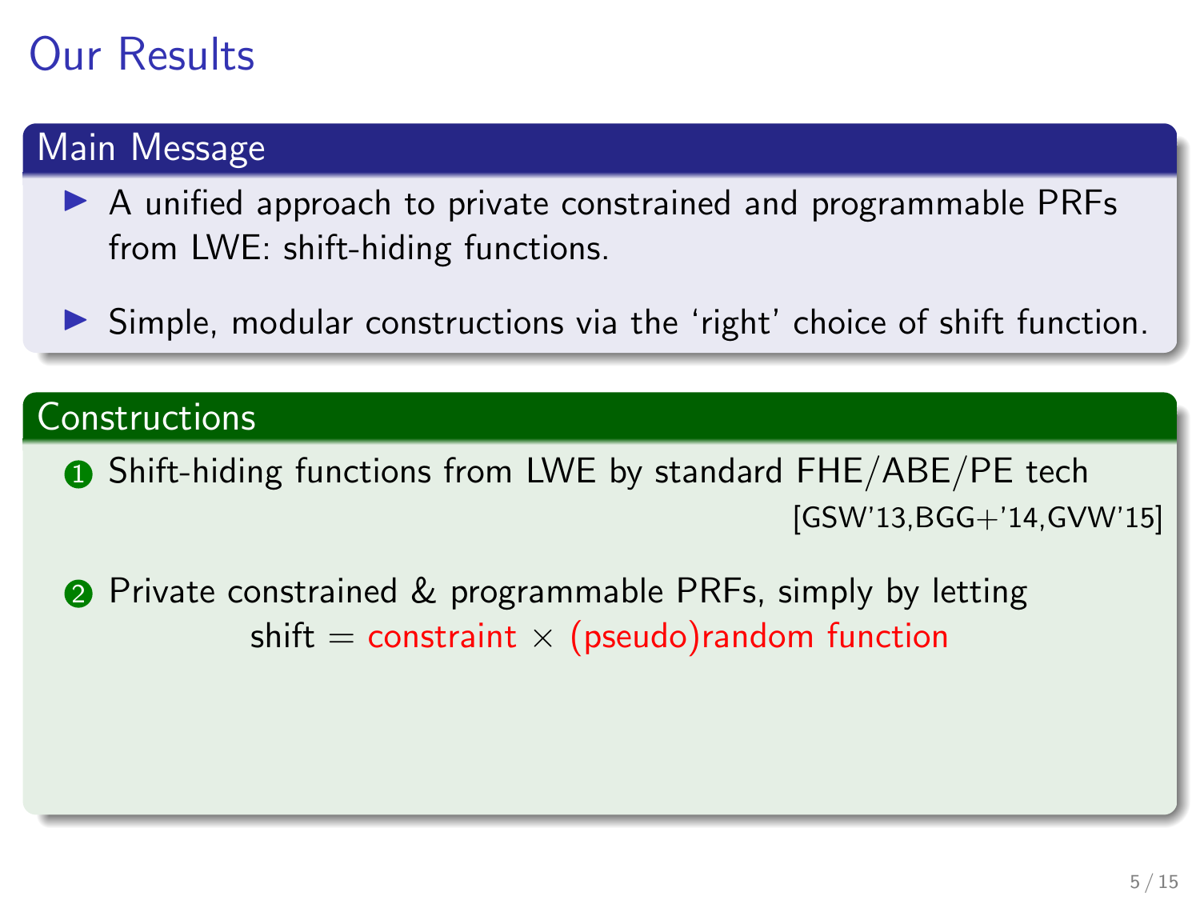# Our Results

## Main Message

- A unified approach to private constrained and programmable PRFs from LWE: shift-hiding functions.
- Simple, modular constructions via the 'right' choice of shift function.

## Constructions

1. Shift-hiding functions from LWE by standard FHE/ABE/PE tech [GSW'13,BGG+'14,GVW'15]
2. Private constrained & programmable PRFs, simply by letting

$$\text{shift} = \text{constraint} \times \text{(pseudo)random function}$$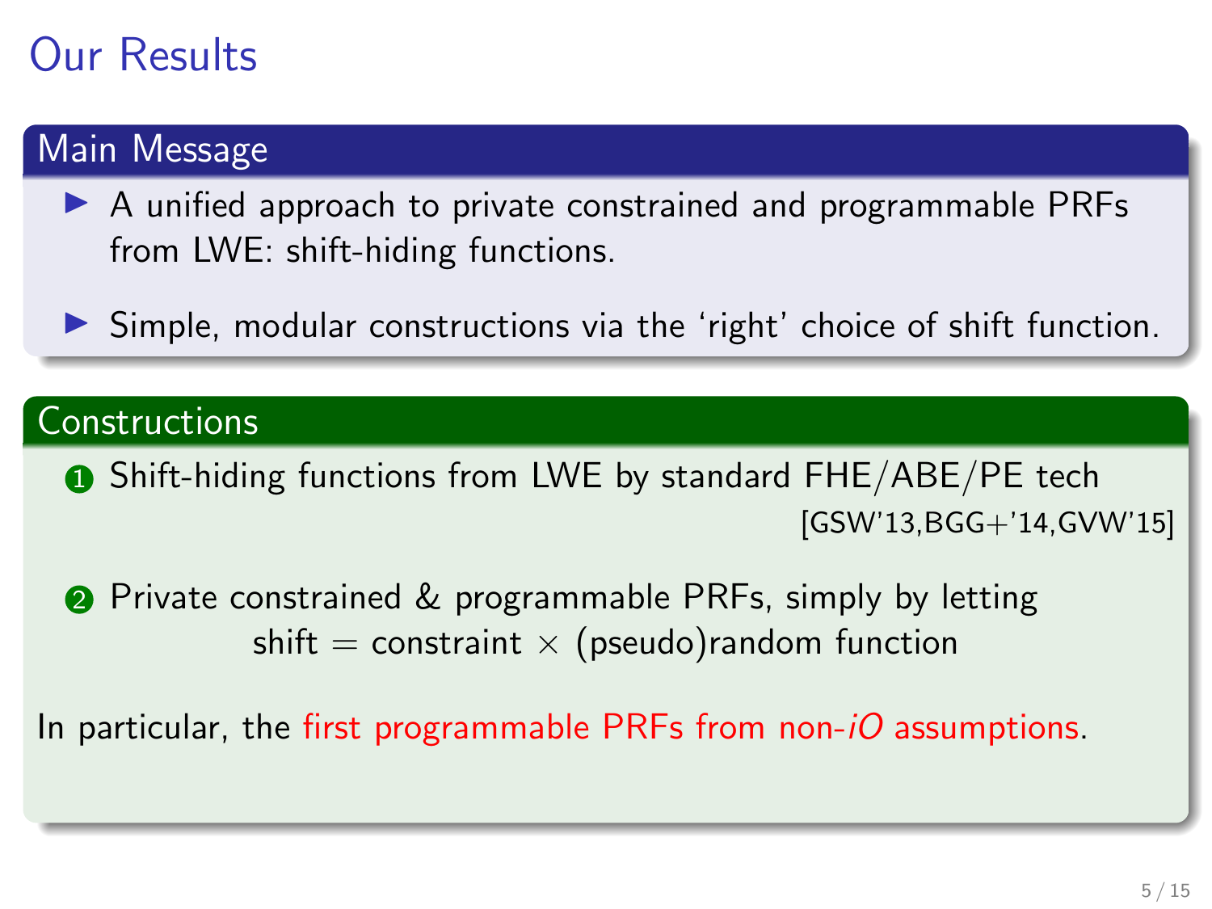# Our Results

## Main Message

- A unified approach to private constrained and programmable PRFs from LWE: shift-hiding functions.
- Simple, modular constructions via the 'right' choice of shift function.

## Constructions

1. Shift-hiding functions from LWE by standard FHE/ABE/PE tech [GSW'13,BGG+'14,GVW'15]
2. Private constrained & programmable PRFs, simply by letting

$$\text{shift} = \text{constraint} \times \text{(pseudo)random function}$$

In particular, the first programmable PRFs from non-*iO* assumptions.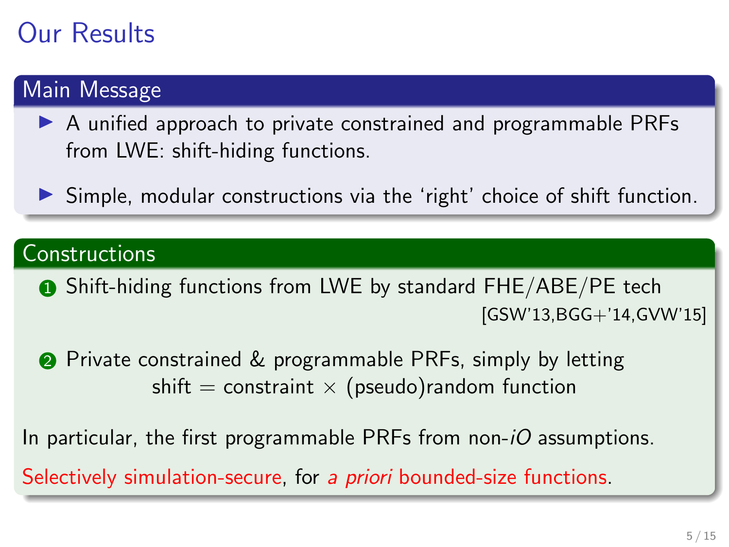# Our Results

## Main Message

- A unified approach to private constrained and programmable PRFs from LWE: shift-hiding functions.
- Simple, modular constructions via the ‘right’ choice of shift function.

## Constructions

1. Shift-hiding functions from LWE by standard FHE/ABE/PE tech [GSW'13,BGG+'14,GVW'15]
2. Private constrained & programmable PRFs, simply by letting

   shift = constraint × (pseudo)random function

In particular, the first programmable PRFs from non-*iO* assumptions.

Selectively simulation-secure, for *a priori* bounded-size functions.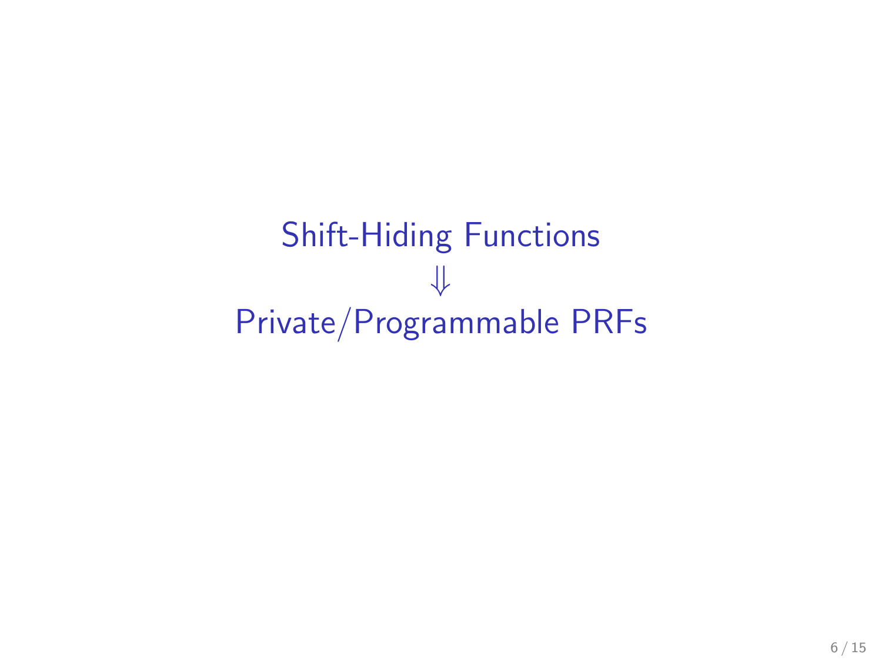Shift-Hiding Functions

$\Downarrow$

Private/Programmable PRFs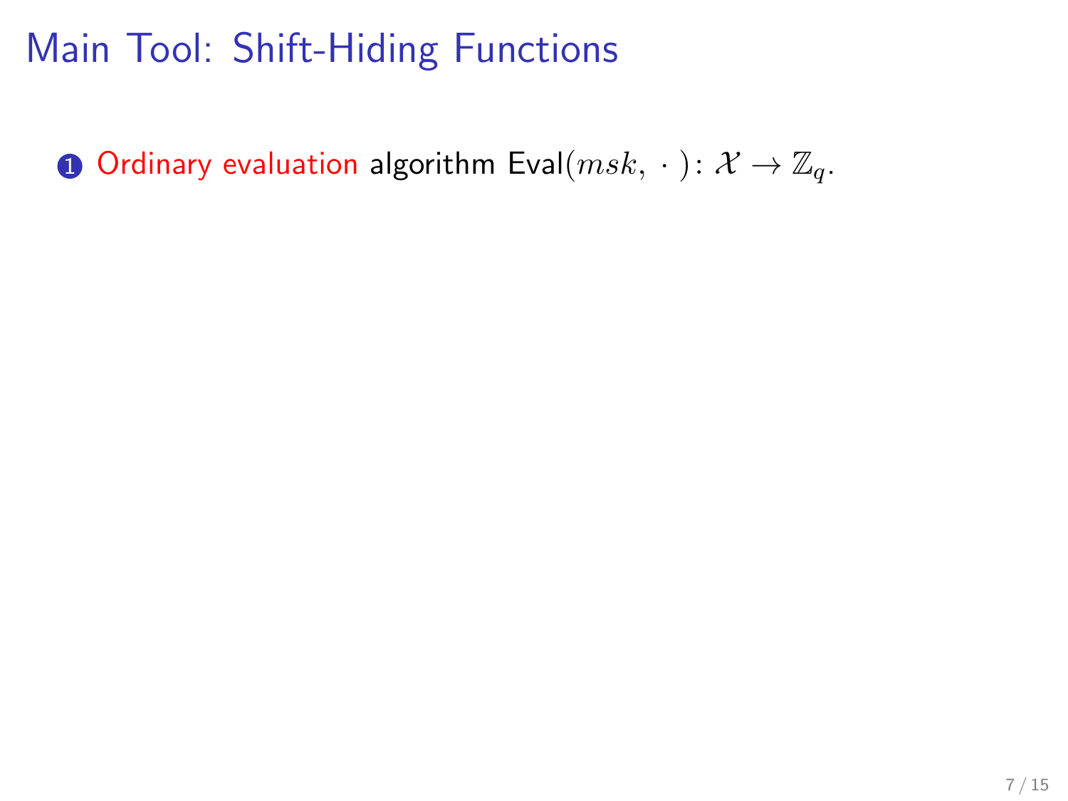# Main Tool: Shift-Hiding Functions

1. Ordinary evaluation algorithm $\mathsf{Eval}(msk, \cdot): \mathcal{X} \to \mathbb{Z}_q$.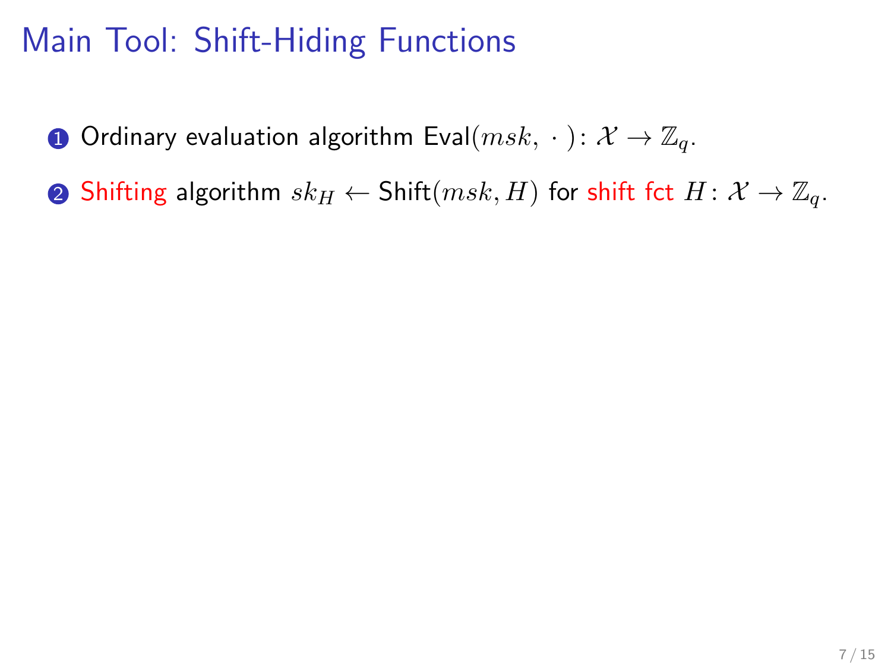# Main Tool: Shift-Hiding Functions

1. Ordinary evaluation algorithm $\mathsf{Eval}(msk, \,\cdot\,)\colon \mathcal{X} \to \mathbb{Z}_q$.
2. Shifting algorithm $sk_H \leftarrow \mathsf{Shift}(msk, H)$ for shift fct $H\colon \mathcal{X} \to \mathbb{Z}_q$.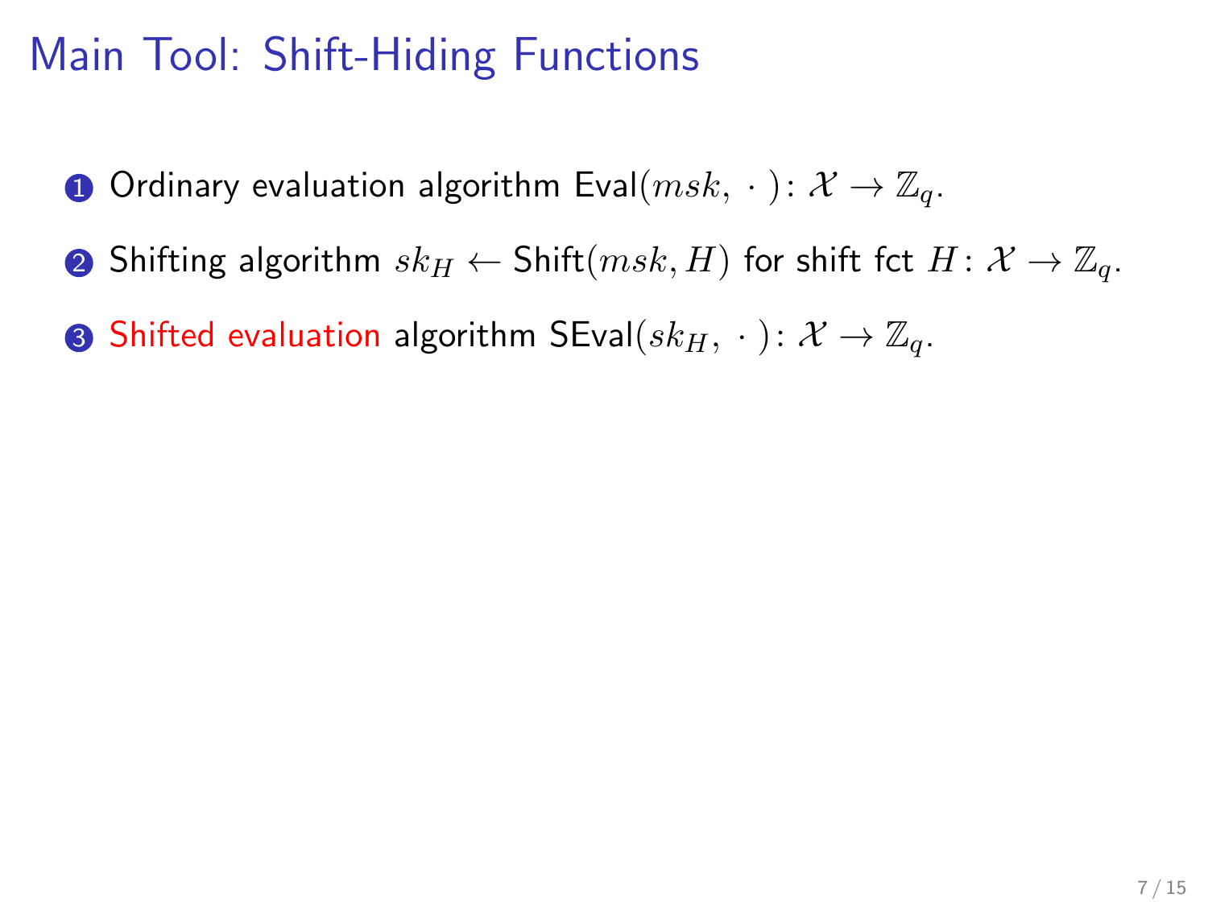# Main Tool: Shift-Hiding Functions

1. Ordinary evaluation algorithm $\mathsf{Eval}(msk, \,\cdot\,)\colon \mathcal{X} \to \mathbb{Z}_q$.
2. Shifting algorithm $sk_H \leftarrow \mathsf{Shift}(msk, H)$ for shift fct $H\colon \mathcal{X} \to \mathbb{Z}_q$.
3. Shifted evaluation algorithm $\mathsf{SEval}(sk_H, \,\cdot\,)\colon \mathcal{X} \to \mathbb{Z}_q$.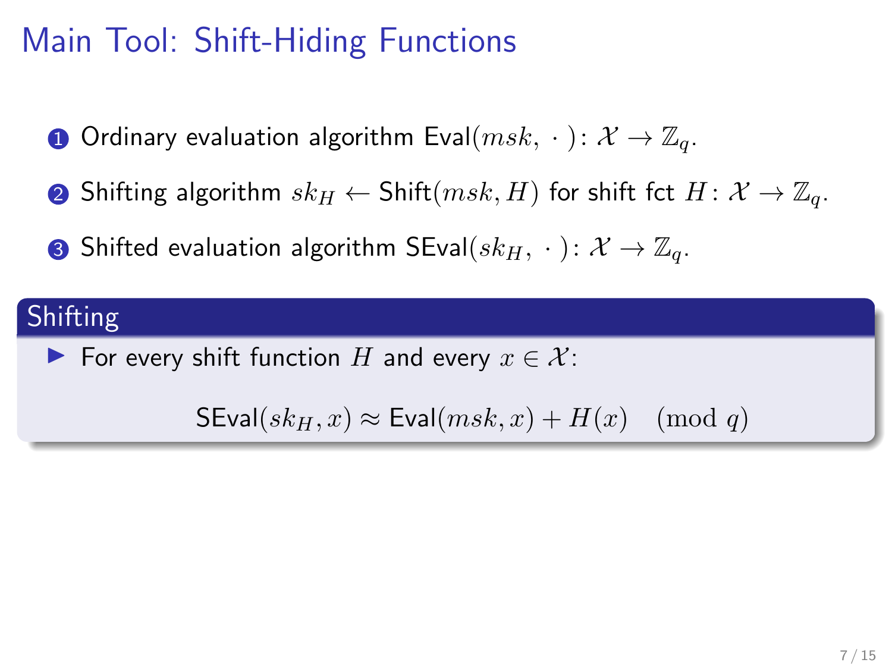# Main Tool: Shift-Hiding Functions

1. Ordinary evaluation algorithm $\mathsf{Eval}(msk, \cdot): \mathcal{X} \to \mathbb{Z}_q$.
2. Shifting algorithm $sk_H \leftarrow \mathsf{Shift}(msk, H)$ for shift fct $H: \mathcal{X} \to \mathbb{Z}_q$.
3. Shifted evaluation algorithm $\mathsf{SEval}(sk_H, \cdot): \mathcal{X} \to \mathbb{Z}_q$.

**Shifting**

- For every shift function $H$ and every $x \in \mathcal{X}$:

$$\mathsf{SEval}(sk_H, x) \approx \mathsf{Eval}(msk, x) + H(x) \pmod q$$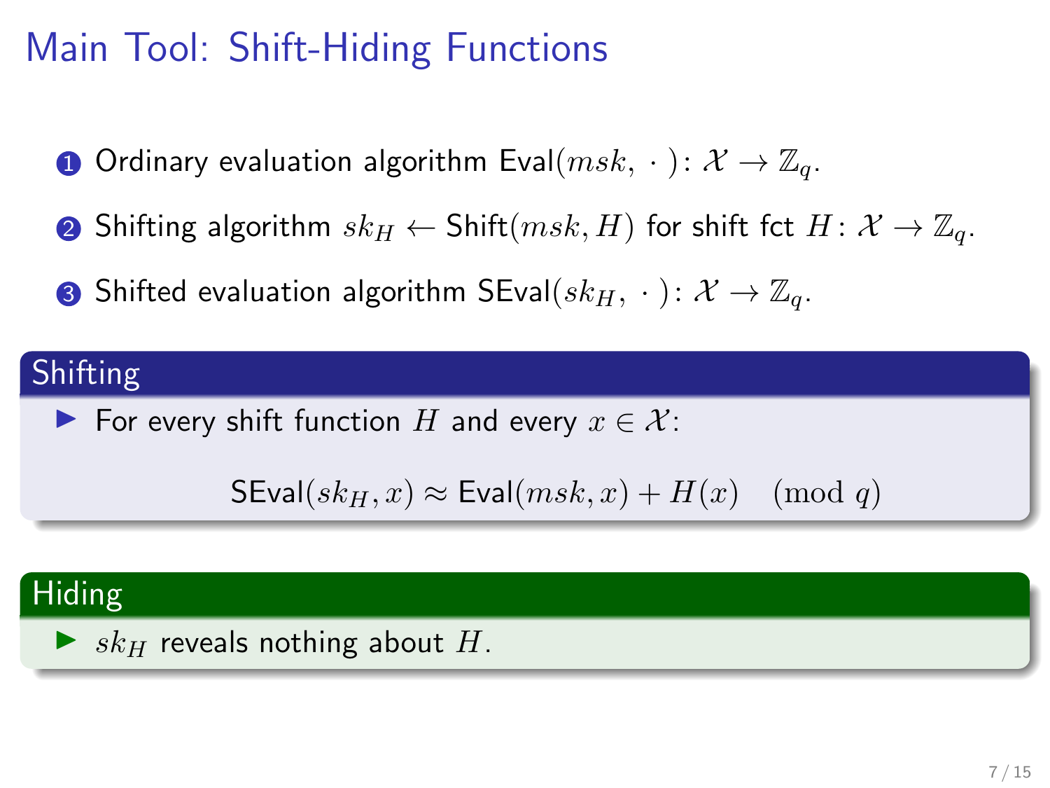# Main Tool: Shift-Hiding Functions

1. Ordinary evaluation algorithm $\mathsf{Eval}(msk, \cdot)\colon \mathcal{X} \to \mathbb{Z}_q$.
2. Shifting algorithm $sk_H \leftarrow \mathsf{Shift}(msk, H)$ for shift fct $H\colon \mathcal{X} \to \mathbb{Z}_q$.
3. Shifted evaluation algorithm $\mathsf{SEval}(sk_H, \cdot)\colon \mathcal{X} \to \mathbb{Z}_q$.

### Shifting

- For every shift function $H$ and every $x \in \mathcal{X}$:

$$\mathsf{SEval}(sk_H, x) \approx \mathsf{Eval}(msk, x) + H(x) \pmod q$$

### Hiding

- $sk_H$ reveals nothing about $H$.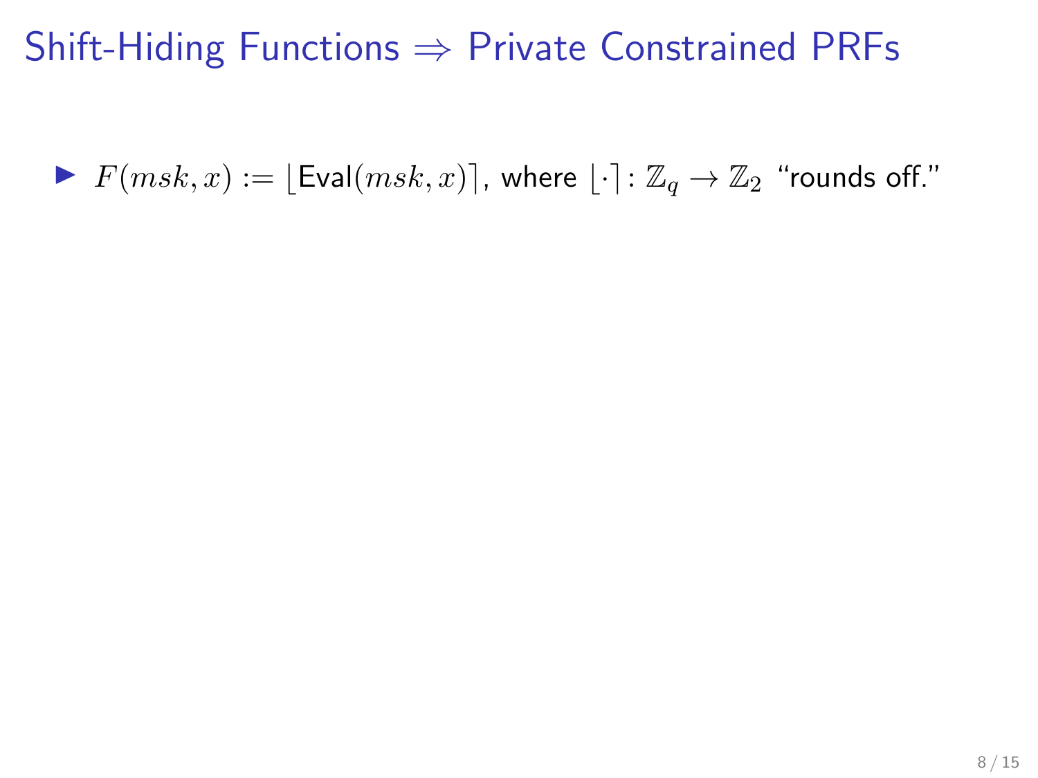# Shift-Hiding Functions $\Rightarrow$ Private Constrained PRFs

- $F(msk, x) := \lfloor \mathsf{Eval}(msk, x) \rceil$, where $\lfloor \cdot \rceil : \mathbb{Z}_q \to \mathbb{Z}_2$ "rounds off."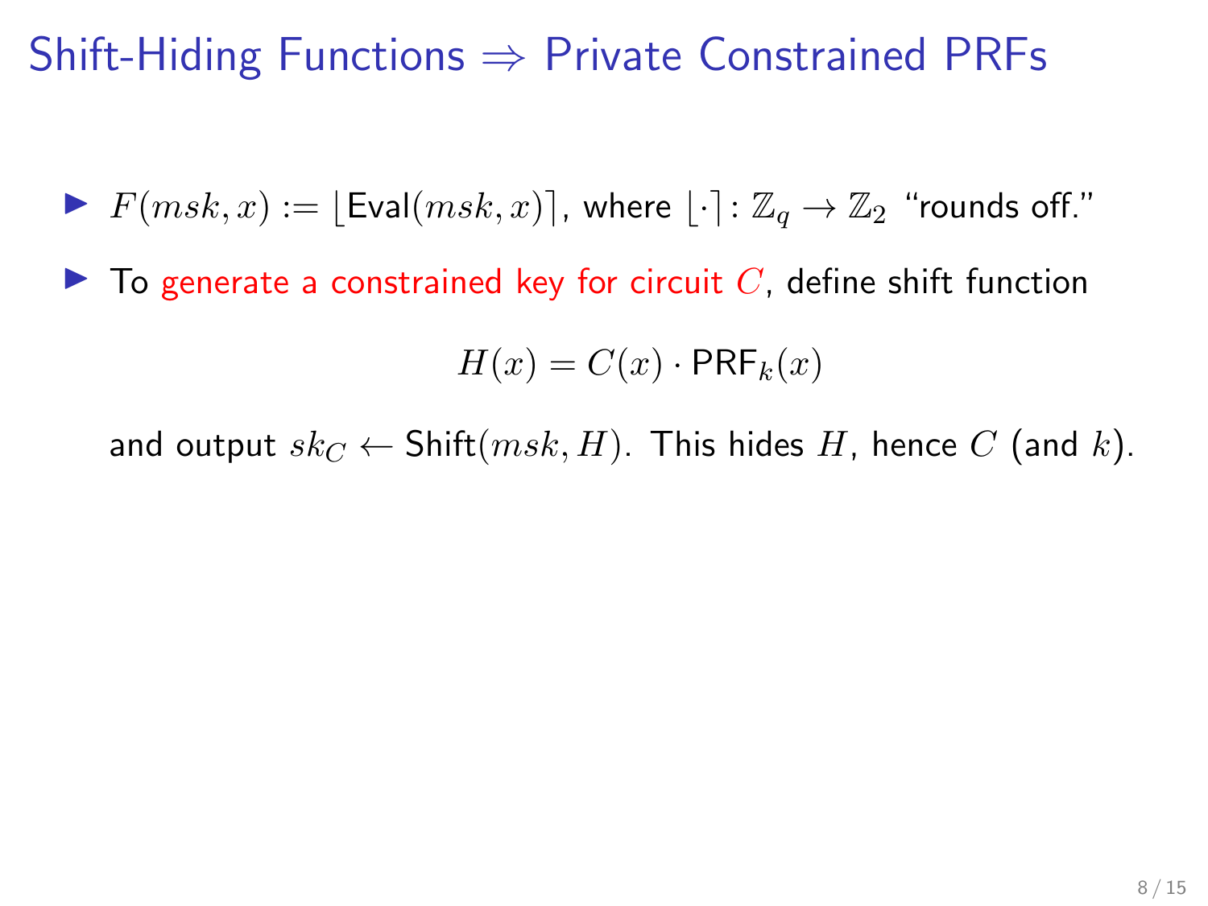# Shift-Hiding Functions $\Rightarrow$ Private Constrained PRFs

- $F(msk, x) := \lfloor \mathsf{Eval}(msk, x) \rceil$, where $\lfloor \cdot \rceil : \mathbb{Z}_q \to \mathbb{Z}_2$ "rounds off."
- To generate a constrained key for circuit $C$, define shift function

  $$H(x) = C(x) \cdot \mathsf{PRF}_k(x)$$

  and output $sk_C \leftarrow \mathsf{Shift}(msk, H)$. This hides $H$, hence $C$ (and $k$).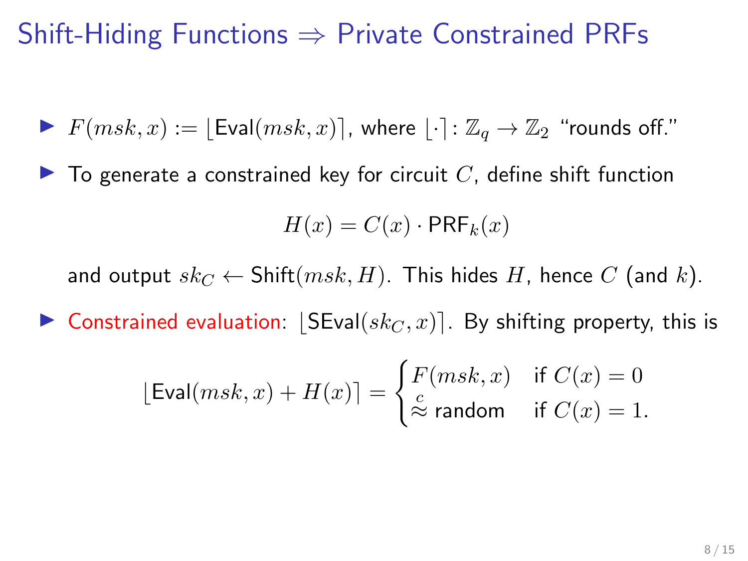# Shift-Hiding Functions $\Rightarrow$ Private Constrained PRFs

- $F(msk, x) := \lfloor \mathsf{Eval}(msk, x) \rceil$, where $\lfloor \cdot \rceil \colon \mathbb{Z}_q \to \mathbb{Z}_2$ "rounds off."
- To generate a constrained key for circuit $C$, define shift function

$$H(x) = C(x) \cdot \mathsf{PRF}_k(x)$$

  and output $sk_C \leftarrow \mathsf{Shift}(msk, H)$. This hides $H$, hence $C$ (and $k$).

- Constrained evaluation: $\lfloor \mathsf{SEval}(sk_C, x) \rceil$. By shifting property, this is

$$\lfloor \mathsf{Eval}(msk, x) + H(x) \rceil = \begin{cases} F(msk, x) & \text{if } C(x) = 0 \\ \stackrel{c}{\approx} \text{random} & \text{if } C(x) = 1. \end{cases}$$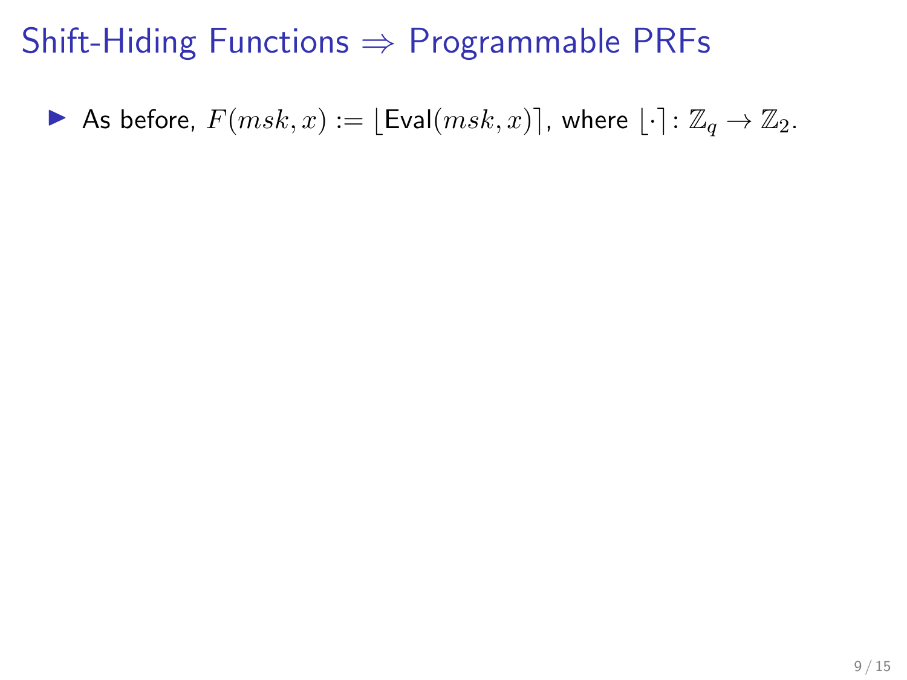# Shift-Hiding Functions ⇒ Programmable PRFs

- As before, $F(msk, x) := \lfloor \mathsf{Eval}(msk, x) \rceil$, where $\lfloor \cdot \rceil : \mathbb{Z}_q \to \mathbb{Z}_2$.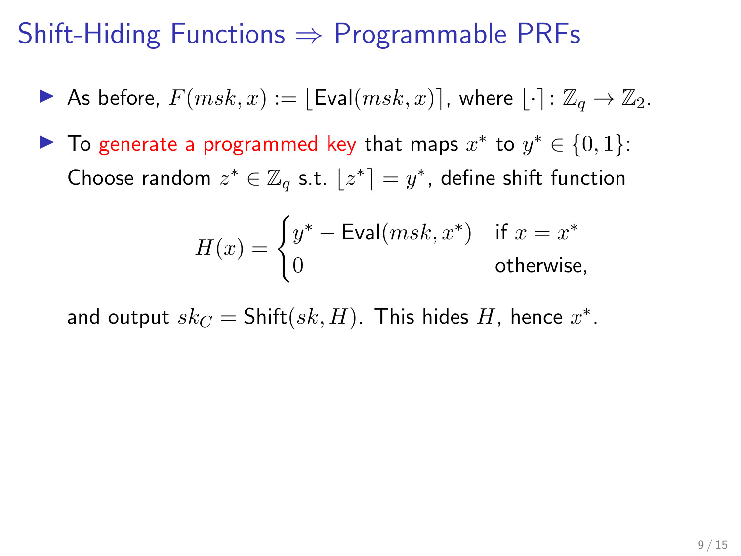# Shift-Hiding Functions $\Rightarrow$ Programmable PRFs

- As before, $F(msk, x) := \lfloor \mathsf{Eval}(msk, x) \rceil$, where $\lfloor \cdot \rceil \colon \mathbb{Z}_q \to \mathbb{Z}_2$.
- To generate a programmed key that maps $x^*$ to $y^* \in \{0, 1\}$: Choose random $z^* \in \mathbb{Z}_q$ s.t. $\lfloor z^* \rceil = y^*$, define shift function

$$H(x) = \begin{cases} y^* - \mathsf{Eval}(msk, x^*) & \text{if } x = x^* \\ 0 & \text{otherwise,} \end{cases}$$

and output $sk_C = \mathsf{Shift}(sk, H)$. This hides $H$, hence $x^*$.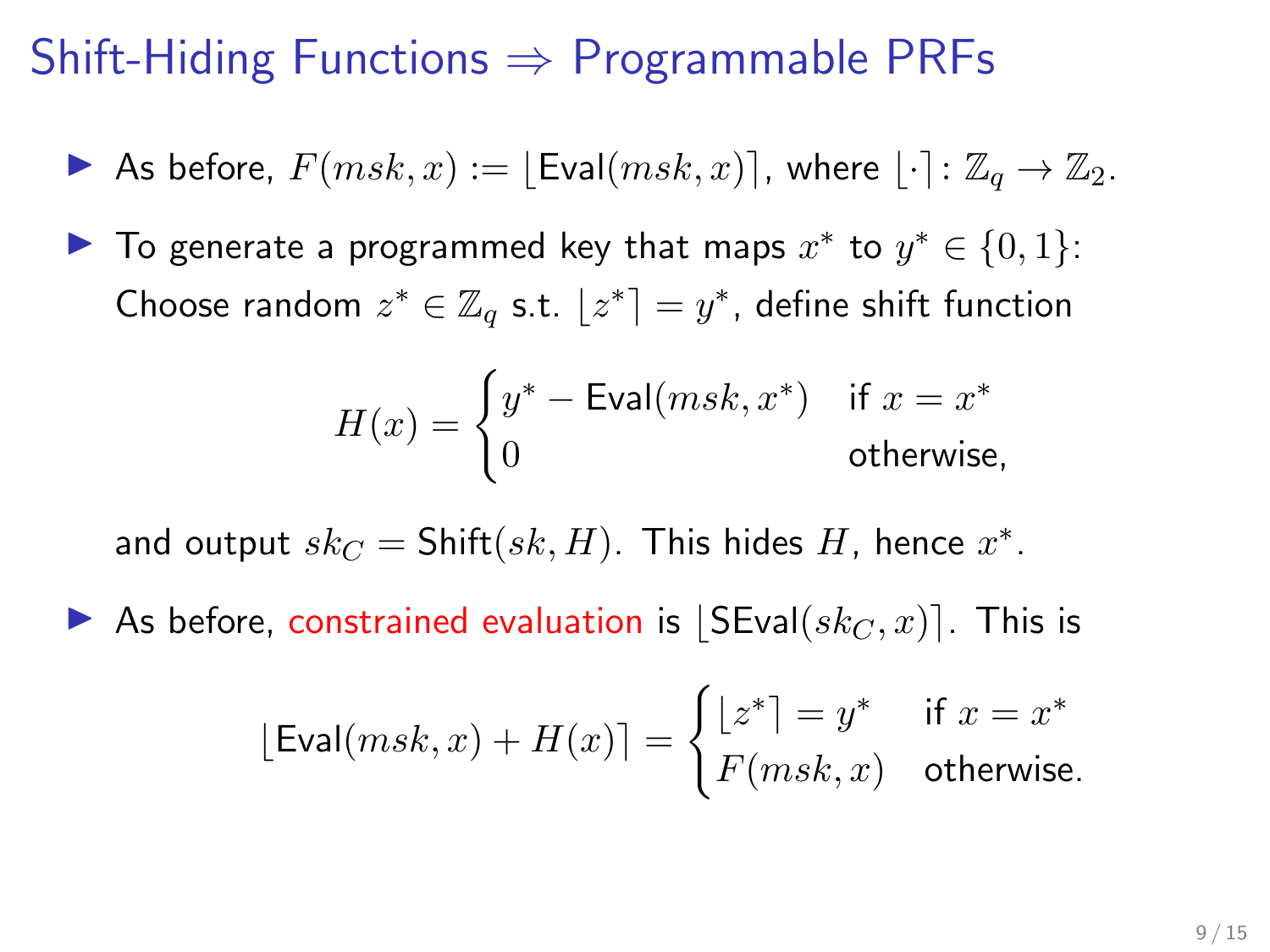# Shift-Hiding Functions $\Rightarrow$ Programmable PRFs

- As before, $F(msk, x) := \lfloor \mathsf{Eval}(msk, x) \rceil$, where $\lfloor \cdot \rceil \colon \mathbb{Z}_q \to \mathbb{Z}_2$.
- To generate a programmed key that maps $x^*$ to $y^* \in \{0, 1\}$: Choose random $z^* \in \mathbb{Z}_q$ s.t. $\lfloor z^* \rceil = y^*$, define shift function

$$H(x) = \begin{cases} y^* - \mathsf{Eval}(msk, x^*) & \text{if } x = x^* \\ 0 & \text{otherwise,} \end{cases}$$

  and output $sk_C = \mathsf{Shift}(sk, H)$. This hides $H$, hence $x^*$.
- As before, constrained evaluation is $\lfloor \mathsf{SEval}(sk_C, x) \rceil$. This is

$$\lfloor \mathsf{Eval}(msk, x) + H(x) \rceil = \begin{cases} \lfloor z^* \rceil = y^* & \text{if } x = x^* \\ F(msk, x) & \text{otherwise.} \end{cases}$$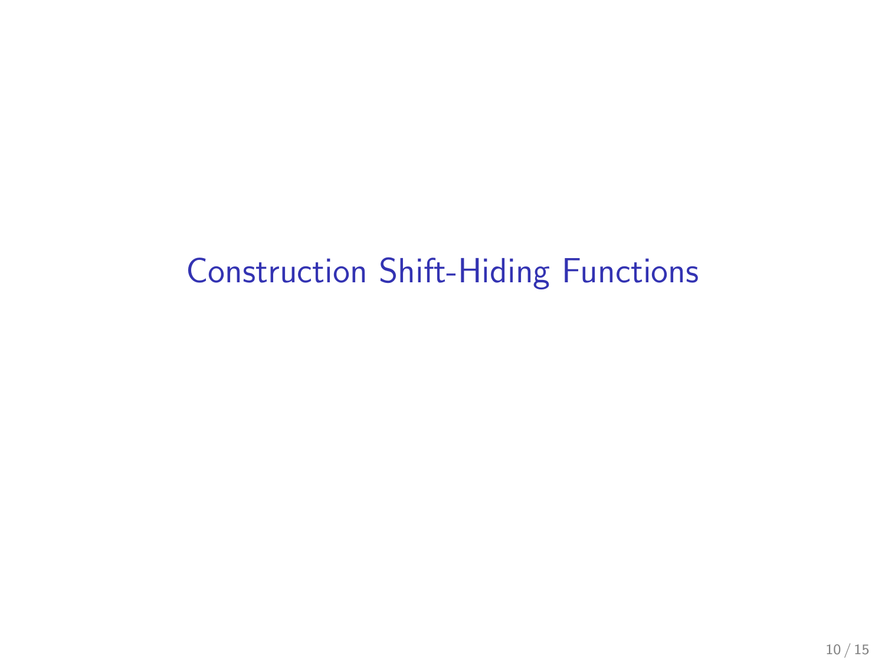# Construction Shift-Hiding Functions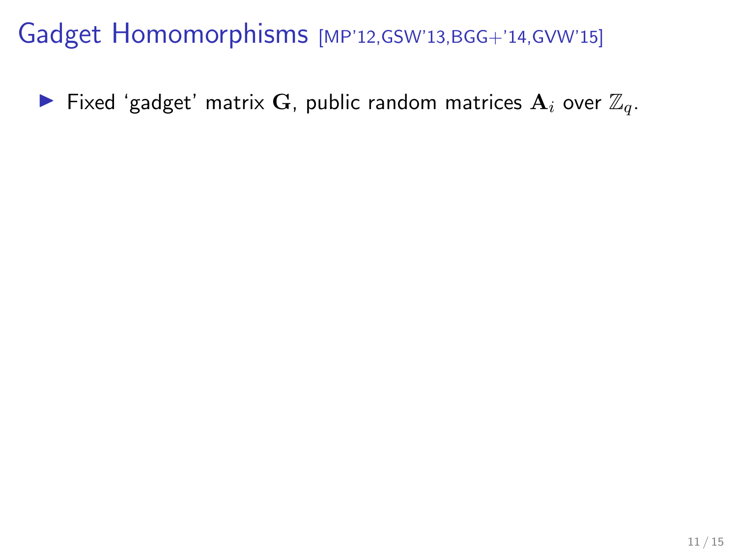# Gadget Homomorphisms [MP'12,GSW'13,BGG+'14,GVW'15]

- Fixed 'gadget' matrix $\mathbf{G}$, public random matrices $\mathbf{A}_i$ over $\mathbb{Z}_q$.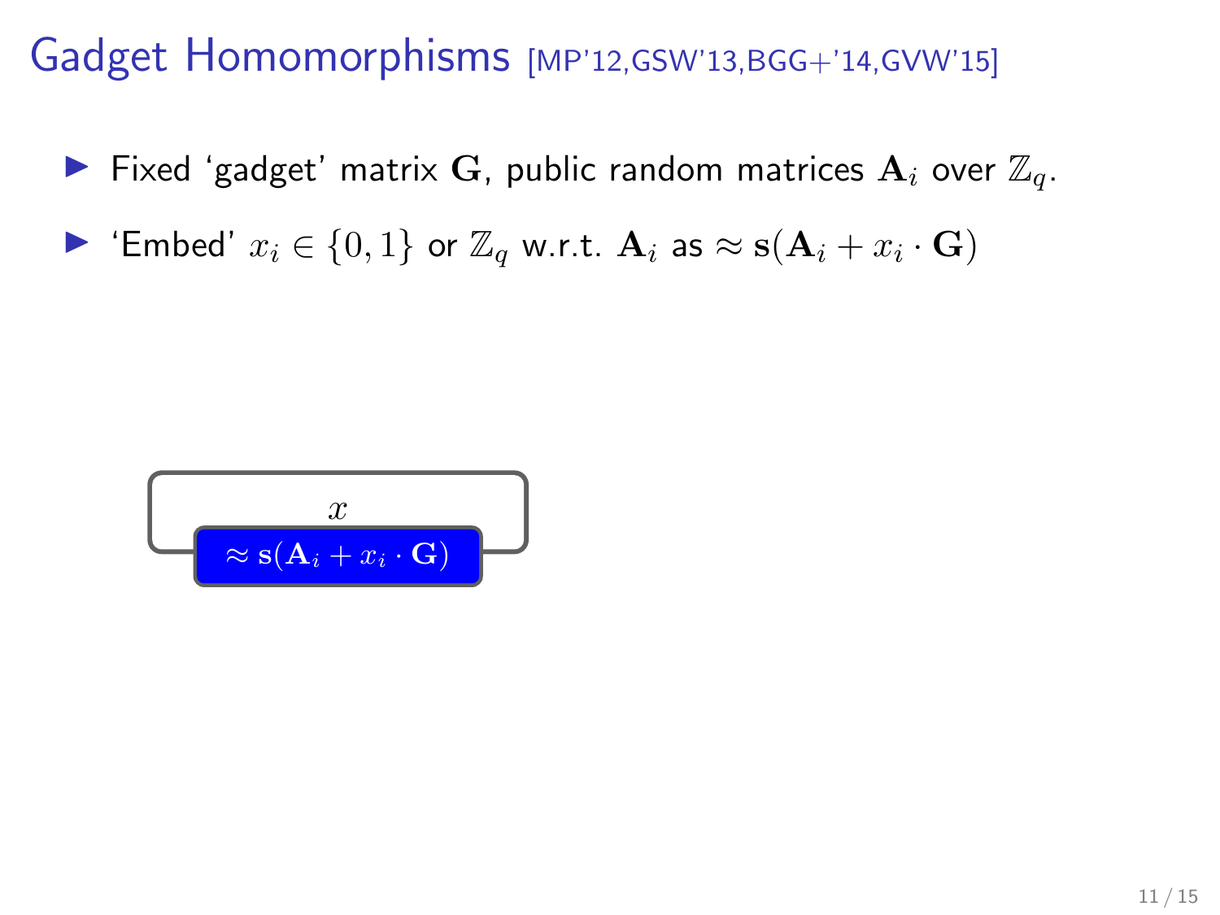# Gadget Homomorphisms [MP'12,GSW'13,BGG+'14,GVW'15]

- Fixed 'gadget' matrix $\mathbf{G}$, public random matrices $\mathbf{A}_i$ over $\mathbb{Z}_q$.
- 'Embed' $x_i \in \{0,1\}$ or $\mathbb{Z}_q$ w.r.t. $\mathbf{A}_i$ as $\approx \mathbf{s}(\mathbf{A}_i + x_i \cdot \mathbf{G})$

$x$

$\approx \mathbf{s}(\mathbf{A}_i + x_i \cdot \mathbf{G})$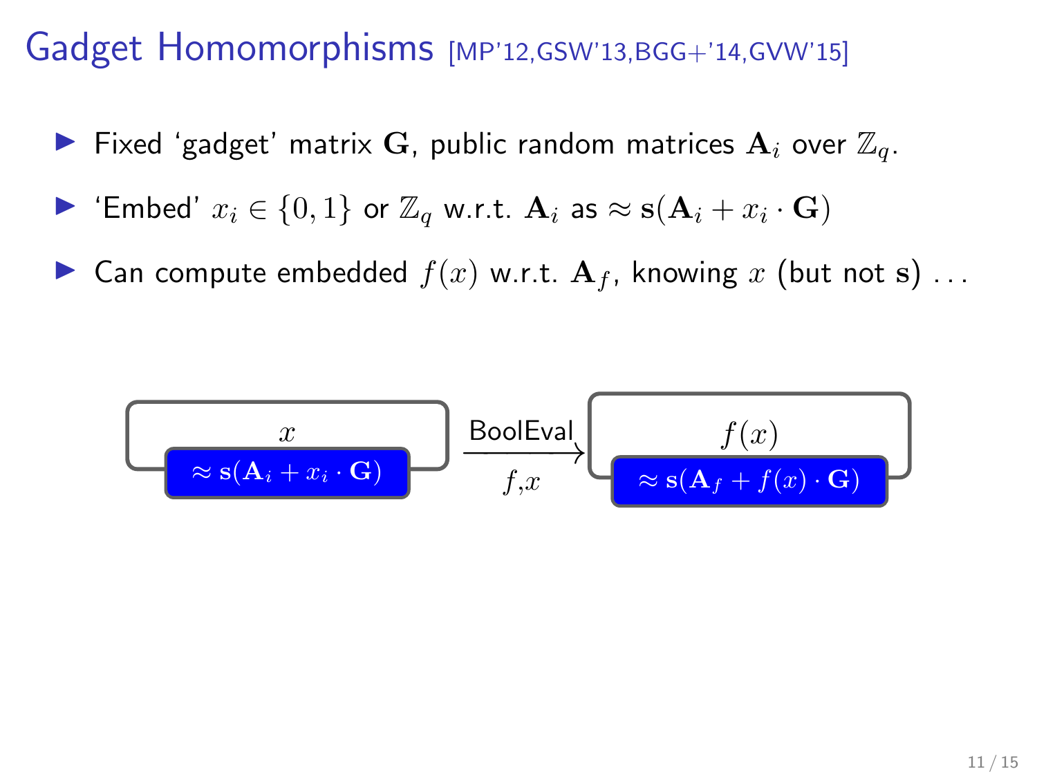# Gadget Homomorphisms [MP'12,GSW'13,BGG+'14,GVW'15]

- Fixed 'gadget' matrix $\mathbf{G}$, public random matrices $\mathbf{A}_i$ over $\mathbb{Z}_q$.
- 'Embed' $x_i \in \{0, 1\}$ or $\mathbb{Z}_q$ w.r.t. $\mathbf{A}_i$ as $\approx \mathbf{s}(\mathbf{A}_i + x_i \cdot \mathbf{G})$
- Can compute embedded $f(x)$ w.r.t. $\mathbf{A}_f$, knowing $x$ (but not $\mathbf{s}$) ...

$$x \;\; \approx \mathbf{s}(\mathbf{A}_i + x_i \cdot \mathbf{G}) \xrightarrow[f,x]{\text{BoolEval}} f(x) \;\; \approx \mathbf{s}(\mathbf{A}_f + f(x) \cdot \mathbf{G})$$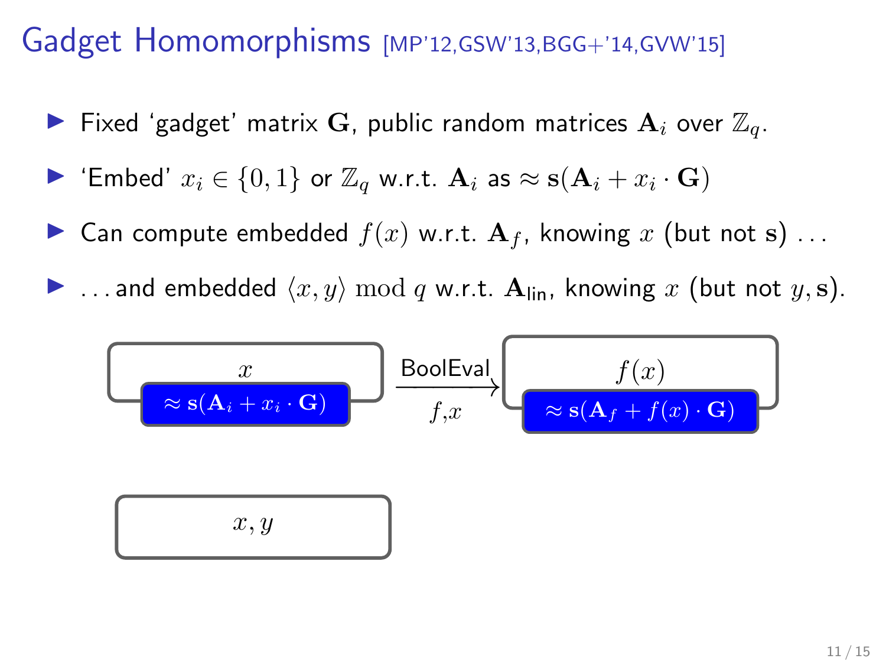# Gadget Homomorphisms [MP'12,GSW'13,BGG+'14,GVW'15]

- Fixed 'gadget' matrix $\mathbf{G}$, public random matrices $\mathbf{A}_i$ over $\mathbb{Z}_q$.
- 'Embed' $x_i \in \{0,1\}$ or $\mathbb{Z}_q$ w.r.t. $\mathbf{A}_i$ as $\approx \mathbf{s}(\mathbf{A}_i + x_i \cdot \mathbf{G})$
- Can compute embedded $f(x)$ w.r.t. $\mathbf{A}_f$, knowing $x$ (but not $\mathbf{s}$) ...
- ... and embedded $\langle x, y \rangle \bmod q$ w.r.t. $\mathbf{A}_{\mathsf{lin}}$, knowing $x$ (but not $y, \mathbf{s}$).

$x$ — $\approx \mathbf{s}(\mathbf{A}_i + x_i \cdot \mathbf{G})$ $\xrightarrow[f,x]{\text{BoolEval}}$ $f(x)$ — $\approx \mathbf{s}(\mathbf{A}_f + f(x) \cdot \mathbf{G})$

$x, y$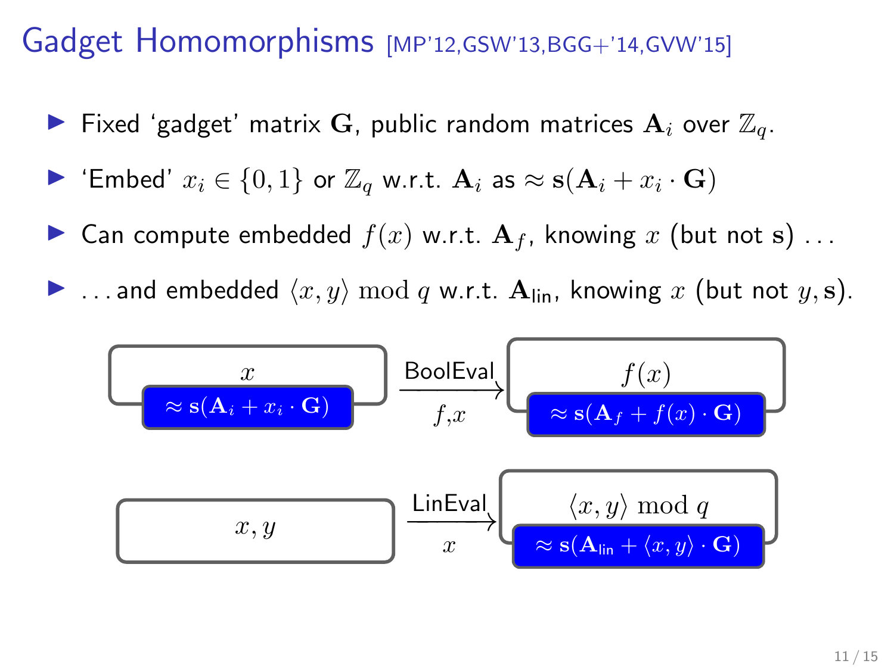# Gadget Homomorphisms [MP'12,GSW'13,BGG+'14,GVW'15]

- Fixed 'gadget' matrix $\mathbf{G}$, public random matrices $\mathbf{A}_i$ over $\mathbb{Z}_q$.
- 'Embed' $x_i \in \{0,1\}$ or $\mathbb{Z}_q$ w.r.t. $\mathbf{A}_i$ as $\approx \mathbf{s}(\mathbf{A}_i + x_i \cdot \mathbf{G})$
- Can compute embedded $f(x)$ w.r.t. $\mathbf{A}_f$, knowing $x$ (but not $\mathbf{s}$) ...
- ...and embedded $\langle x, y \rangle \bmod q$ w.r.t. $\mathbf{A}_{\text{lin}}$, knowing $x$ (but not $y, \mathbf{s}$).

$x$, $\approx \mathbf{s}(\mathbf{A}_i + x_i \cdot \mathbf{G})$ $\xrightarrow[f,x]{\text{BoolEval}}$ $f(x)$, $\approx \mathbf{s}(\mathbf{A}_f + f(x) \cdot \mathbf{G})$

$x, y$ $\xrightarrow[x]{\text{LinEval}}$ $\langle x, y \rangle \bmod q$, $\approx \mathbf{s}(\mathbf{A}_{\text{lin}} + \langle x, y \rangle \cdot \mathbf{G})$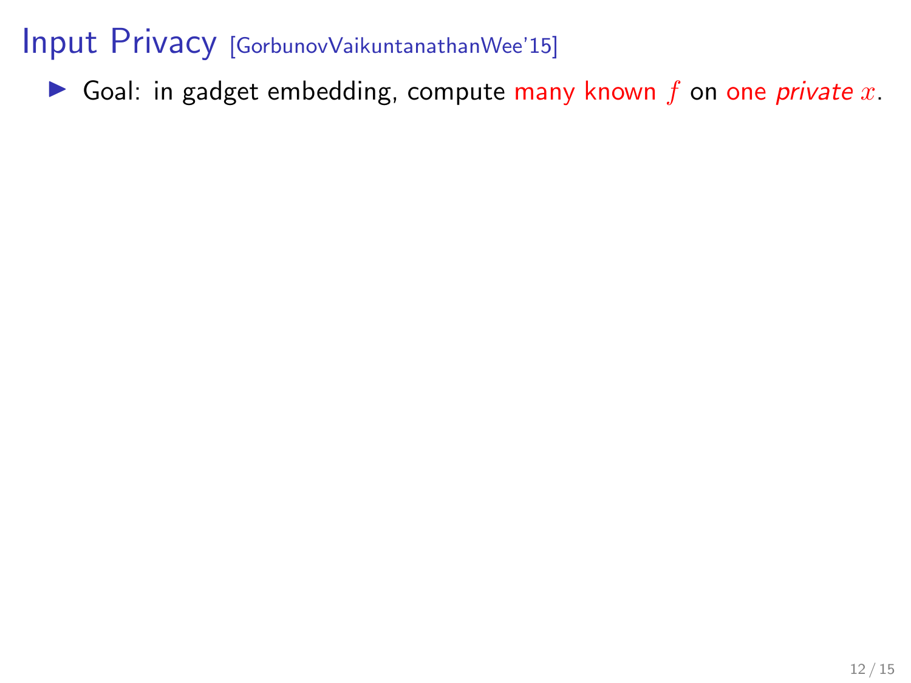# Input Privacy [GorbunovVaikuntanathanWee'15]

- Goal: in gadget embedding, compute many known $f$ on one *private* $x$.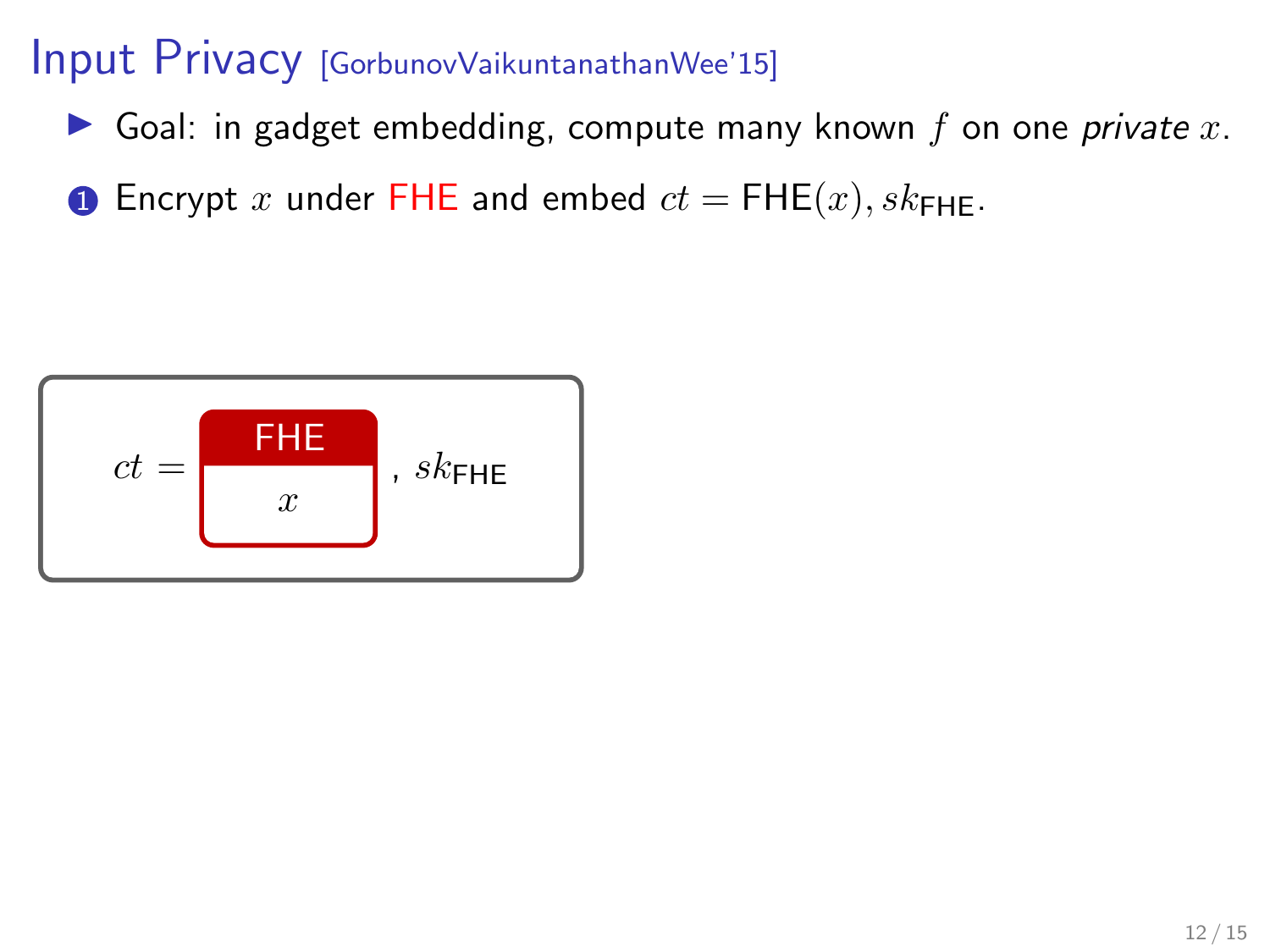# Input Privacy [GorbunovVaikuntanathanWee'15]

- Goal: in gadget embedding, compute many known $f$ on one *private* $x$.

1. Encrypt $x$ under FHE and embed $ct = \mathsf{FHE}(x), sk_{\mathsf{FHE}}$.

$$ct = \boxed{\begin{array}{c}\mathsf{FHE}\\ x\end{array}}\ , sk_{\mathsf{FHE}}$$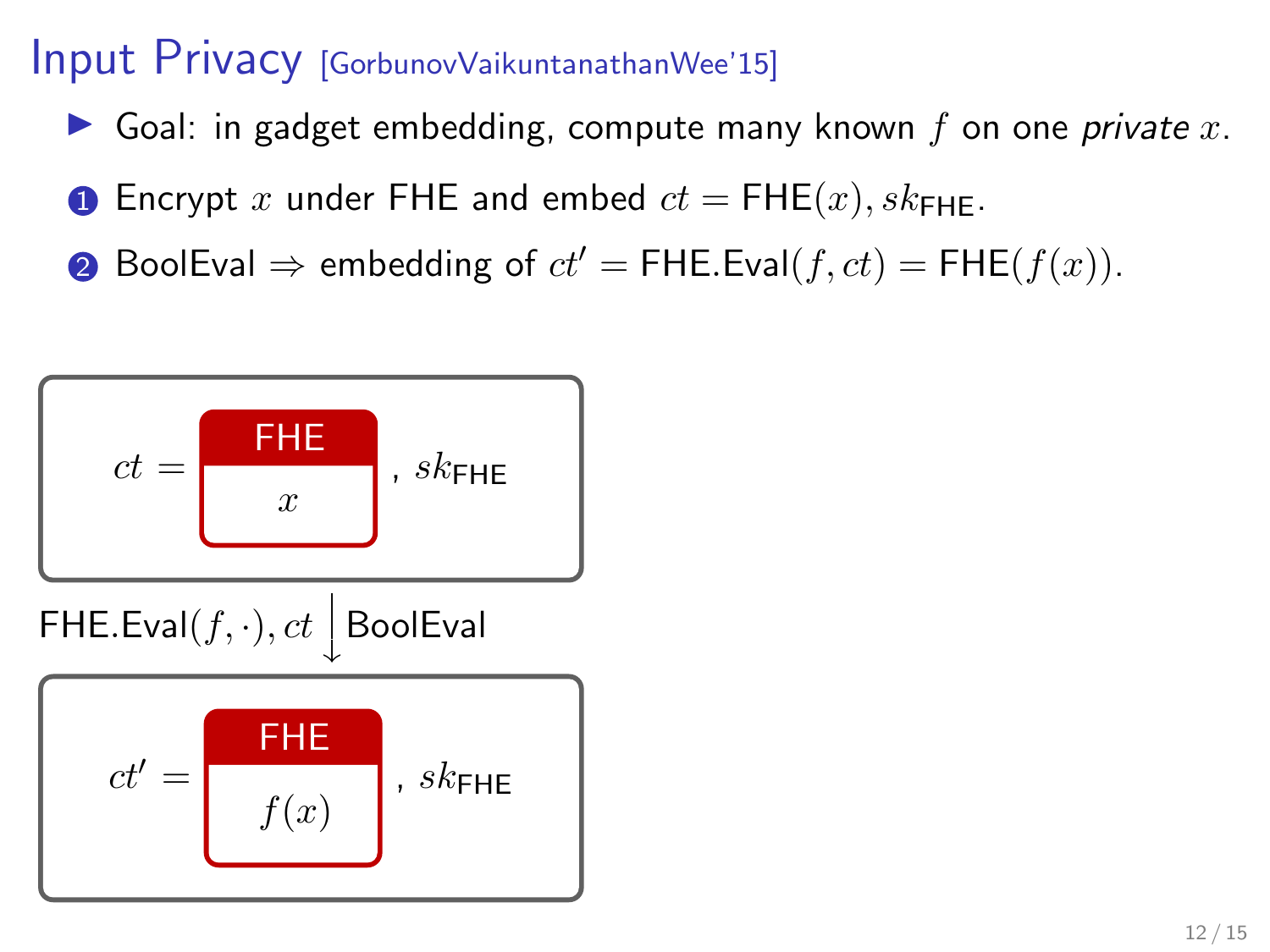# Input Privacy [GorbunovVaikuntanathanWee'15]

- Goal: in gadget embedding, compute many known $f$ on one *private* $x$.

1. Encrypt $x$ under FHE and embed $ct = \mathsf{FHE}(x), sk_{\mathsf{FHE}}$.
2. BoolEval $\Rightarrow$ embedding of $ct' = \mathsf{FHE.Eval}(f, ct) = \mathsf{FHE}(f(x))$.

$ct =$ FHE[$x$], $sk_{\mathsf{FHE}}$

$\mathsf{FHE.Eval}(f, \cdot), ct$ ↓ BoolEval

$ct' =$ FHE[$f(x)$], $sk_{\mathsf{FHE}}$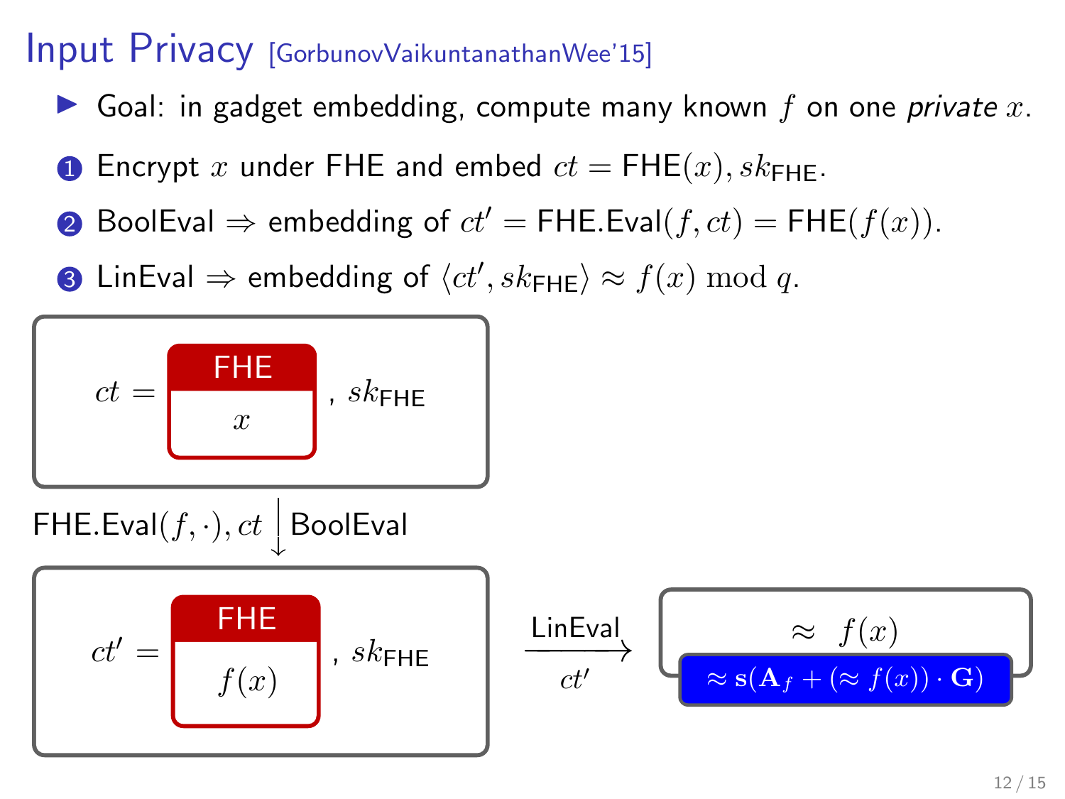# Input Privacy [GorbunovVaikuntanathanWee'15]

- Goal: in gadget embedding, compute many known $f$ on one *private* $x$.

1. Encrypt $x$ under FHE and embed $ct = \mathsf{FHE}(x), sk_{\mathsf{FHE}}$.
2. BoolEval $\Rightarrow$ embedding of $ct' = \mathsf{FHE.Eval}(f, ct) = \mathsf{FHE}(f(x))$.
3. LinEval $\Rightarrow$ embedding of $\langle ct', sk_{\mathsf{FHE}} \rangle \approx f(x) \bmod q$.

$ct =$ FHE[$x$], $sk_{\mathsf{FHE}}$

$\mathsf{FHE.Eval}(f, \cdot), ct$ ↓ BoolEval

$ct' =$ FHE[$f(x)$], $sk_{\mathsf{FHE}}$ $\xrightarrow[ct']{\text{LinEval}}$ $\approx f(x)$

$\approx \mathbf{s}(\mathbf{A}_f + (\approx f(x)) \cdot \mathbf{G})$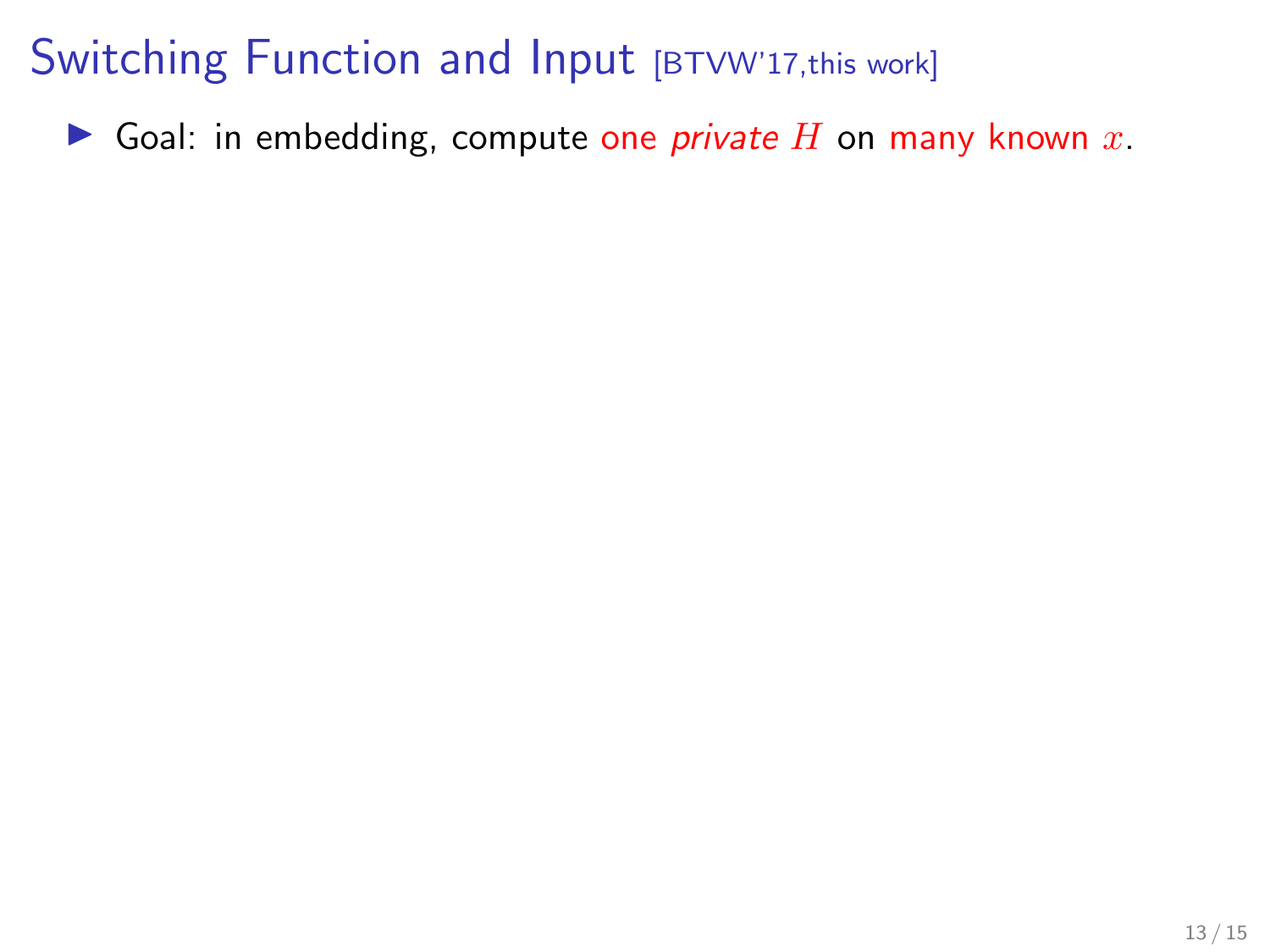# Switching Function and Input [BTVW'17,this work]

- Goal: in embedding, compute one *private* $H$ on many known $x$.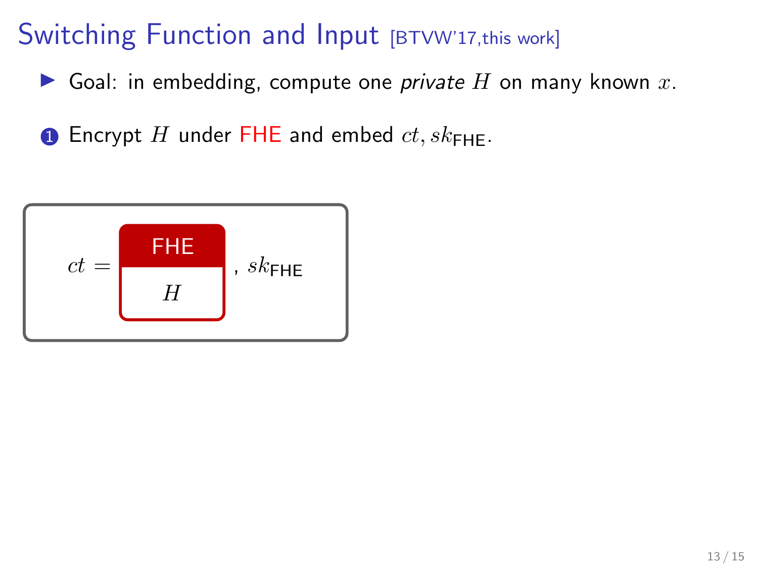# Switching Function and Input [BTVW'17,this work]

- Goal: in embedding, compute one *private* $H$ on many known $x$.

1. Encrypt $H$ under FHE and embed $ct, sk_{\mathsf{FHE}}$.

$$ct = \boxed{\begin{array}{c}\text{FHE} \\ H\end{array}}, \; sk_{\mathsf{FHE}}$$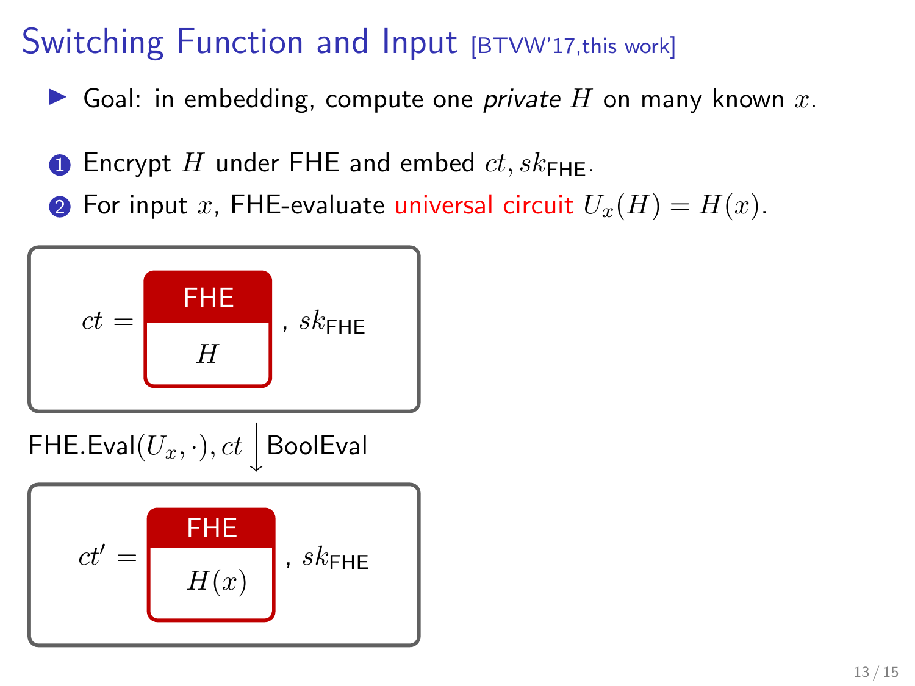# Switching Function and Input [BTVW'17,this work]

- Goal: in embedding, compute one *private* $H$ on many known $x$.

1. Encrypt $H$ under FHE and embed $ct, sk_{\mathsf{FHE}}$.
2. For input $x$, FHE-evaluate universal circuit $U_x(H) = H(x)$.

$ct = $ [FHE: $H$], $sk_{\mathsf{FHE}}$

$\mathsf{FHE.Eval}(U_x, \cdot), ct$ ↓ BoolEval

$ct' = $ [FHE: $H(x)$], $sk_{\mathsf{FHE}}$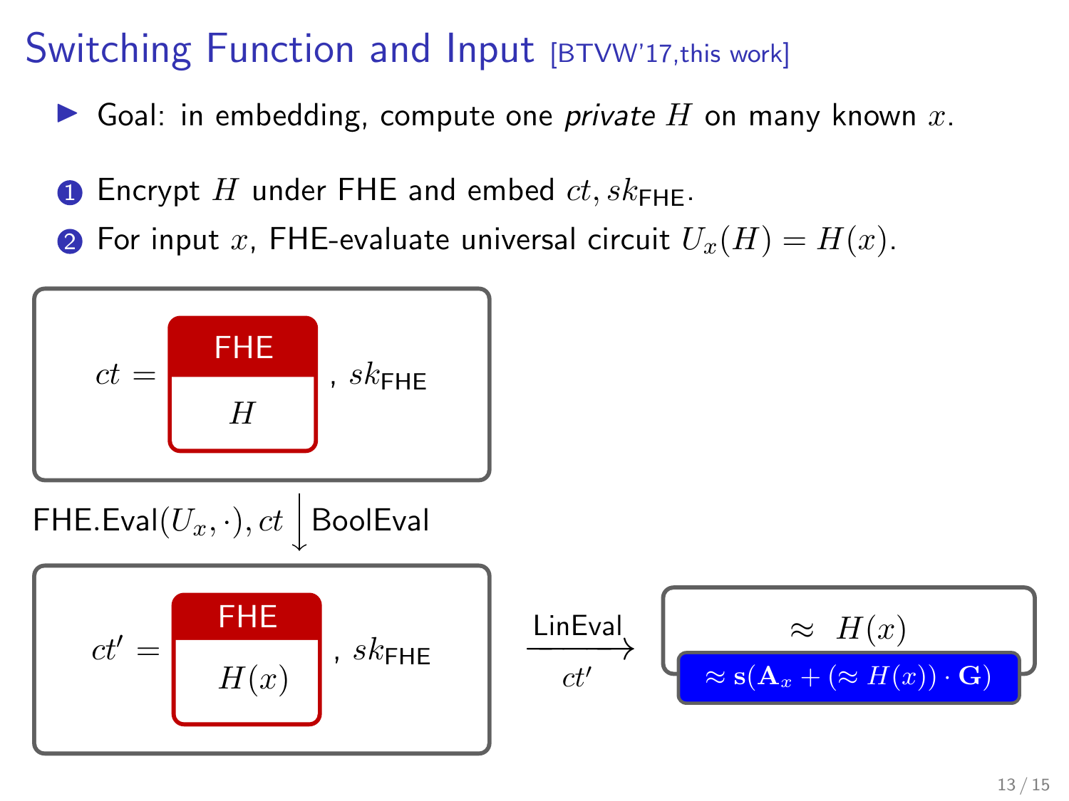# Switching Function and Input [BTVW'17,this work]

- Goal: in embedding, compute one *private* $H$ on many known $x$.

1. Encrypt $H$ under FHE and embed $ct, sk_{\mathsf{FHE}}$.
2. For input $x$, FHE-evaluate universal circuit $U_x(H) = H(x)$.

$ct =$ FHE[$H$] , $sk_{\mathsf{FHE}}$

$\mathsf{FHE.Eval}(U_x, \cdot), ct$ ↓ BoolEval

$ct' =$ FHE[$H(x)$] , $sk_{\mathsf{FHE}}$

$\xrightarrow[ct']{\mathsf{LinEval}}$ $\approx \; H(x)$

$\approx \mathbf{s}(\mathbf{A}_x + (\approx H(x)) \cdot \mathbf{G})$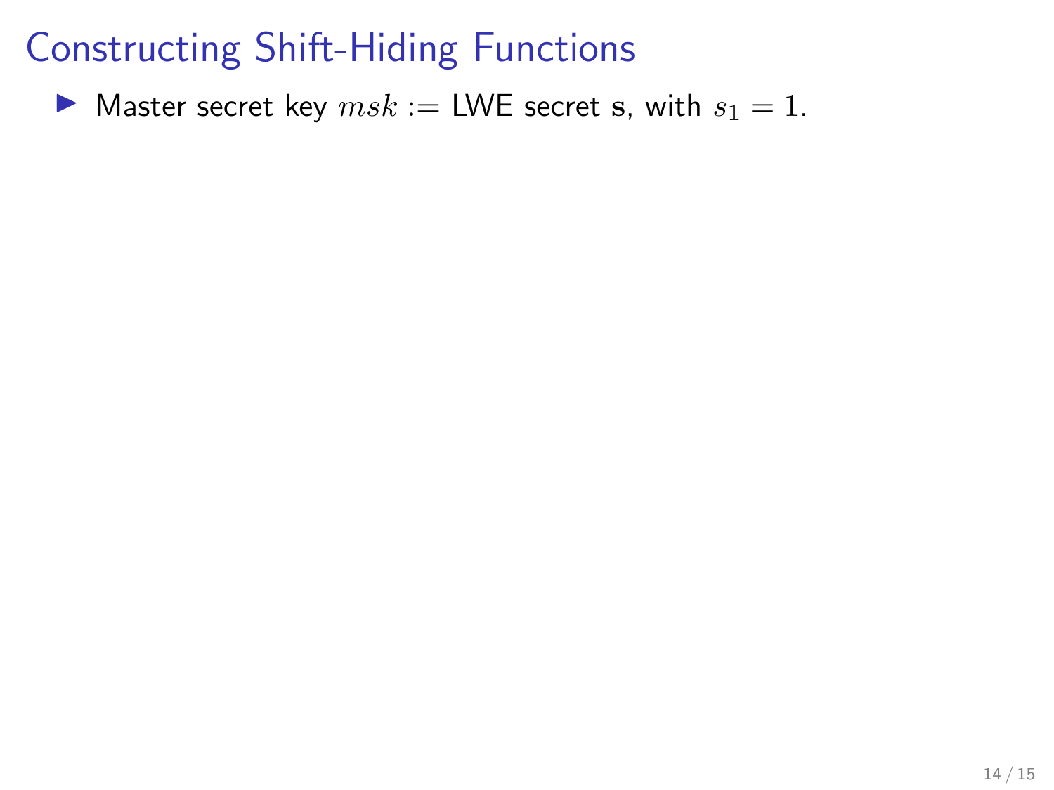# Constructing Shift-Hiding Functions

- Master secret key $msk :=$ LWE secret $\mathbf{s}$, with $s_1 = 1$.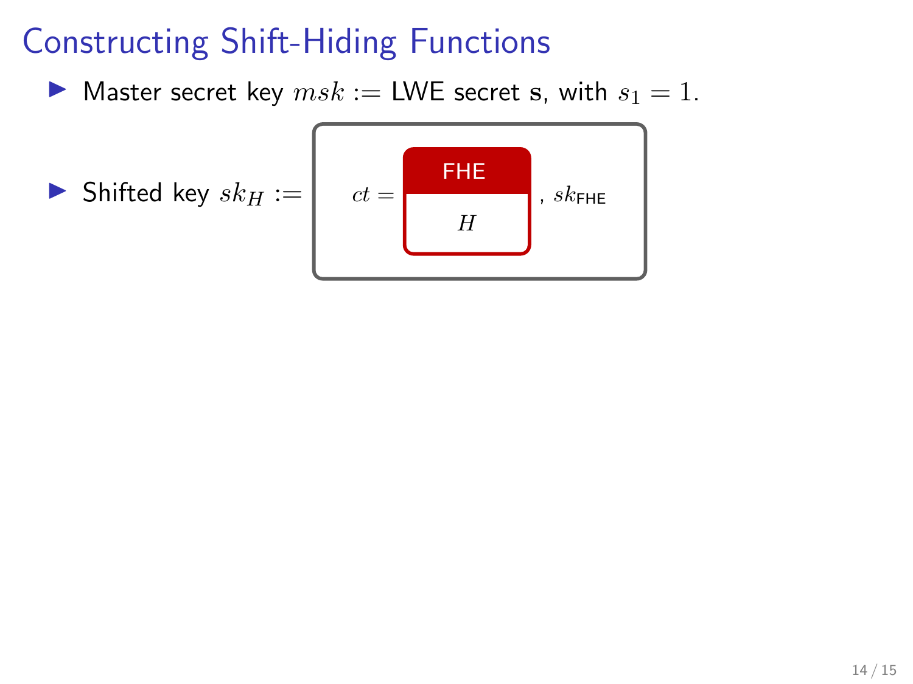# Constructing Shift-Hiding Functions

- Master secret key $msk :=$ LWE secret $\mathbf{s}$, with $s_1 = 1$.
- Shifted key $sk_H :=$ $ct = $ FHE($H$), $sk_{\mathsf{FHE}}$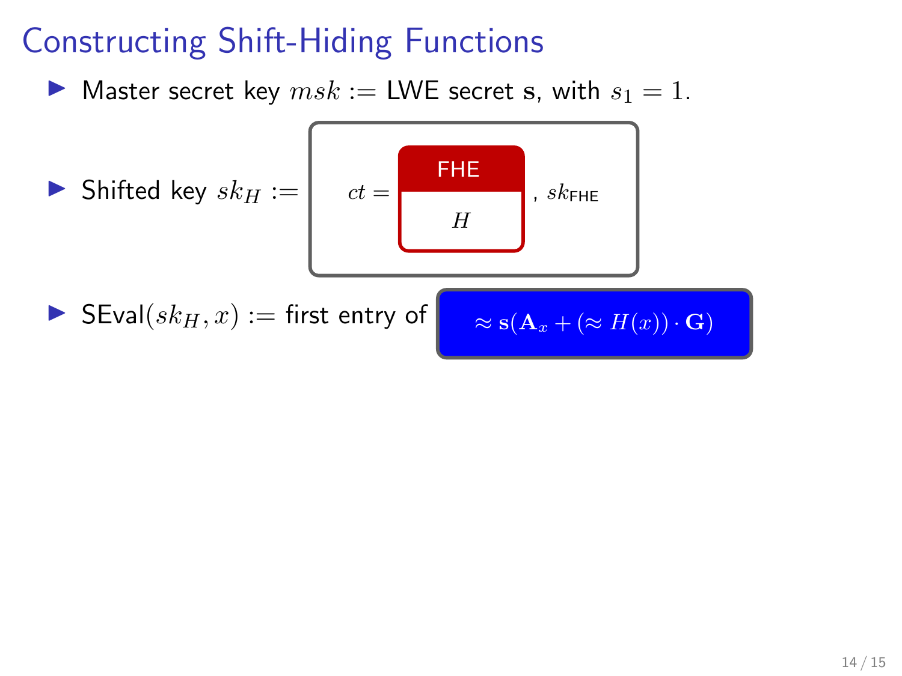# Constructing Shift-Hiding Functions

- Master secret key $msk :=$ LWE secret $\mathbf{s}$, with $s_1 = 1$.
- Shifted key $sk_H :=$ $ct =$ FHE( $H$ ), $sk_{\mathsf{FHE}}$
- $\mathsf{SEval}(sk_H, x) :=$ first entry of $\approx \mathbf{s}(\mathbf{A}_x + (\approx H(x)) \cdot \mathbf{G})$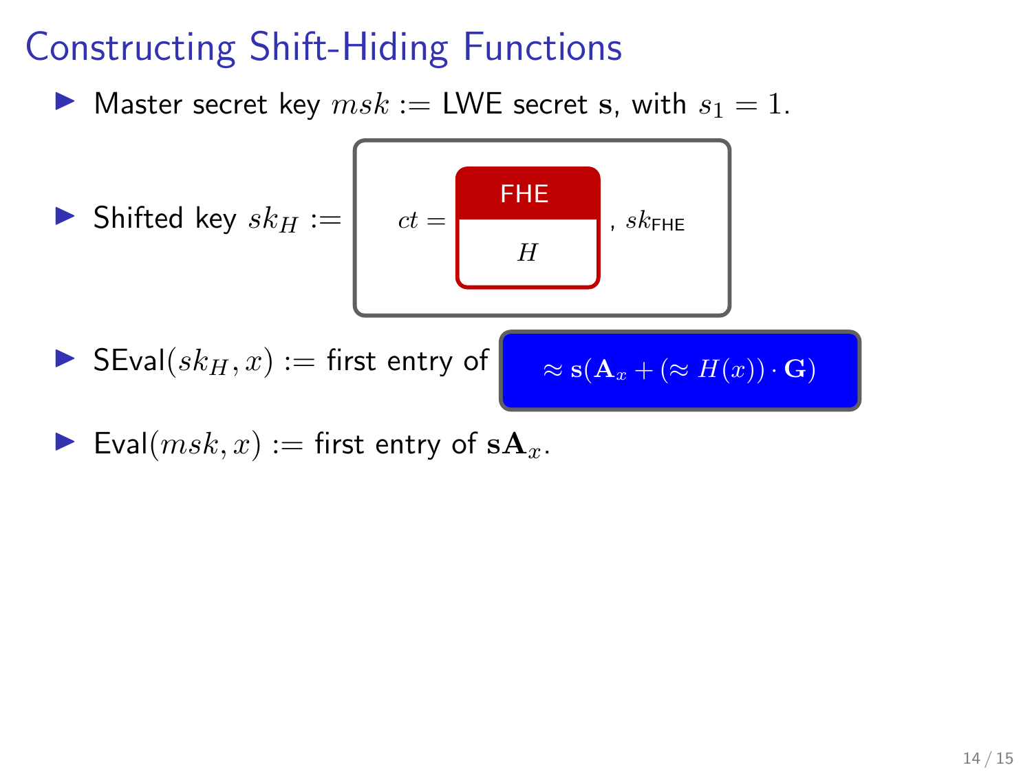# Constructing Shift-Hiding Functions

- Master secret key $msk :=$ LWE secret $\mathbf{s}$, with $s_1 = 1$.
- Shifted key $sk_H :=$ $ct =$ FHE($H$), $sk_{\mathsf{FHE}}$
- $\mathsf{SEval}(sk_H, x) :=$ first entry of $\approx \mathbf{s}(\mathbf{A}_x + (\approx H(x)) \cdot \mathbf{G})$
- $\mathsf{Eval}(msk, x) :=$ first entry of $\mathbf{s}\mathbf{A}_x$.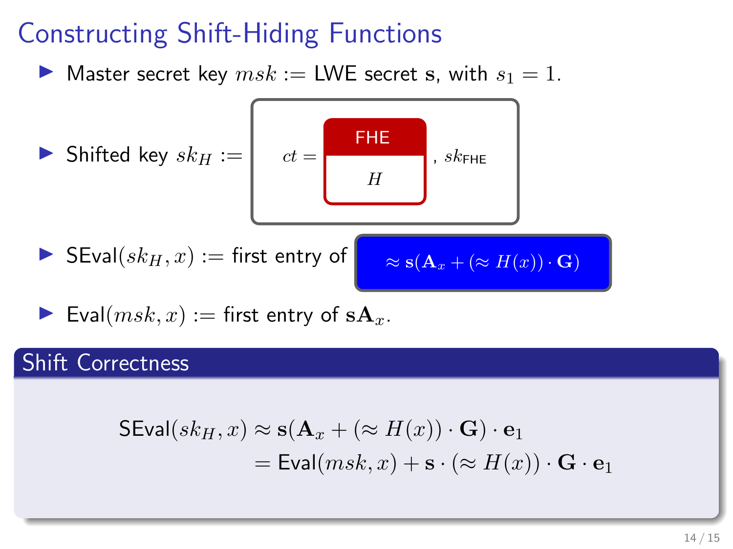# Constructing Shift-Hiding Functions

- Master secret key $msk :=$ LWE secret $\mathbf{s}$, with $s_1 = 1$.
- Shifted key $sk_H :=$ $ct =$ FHE( $H$ ) , $sk_{\mathsf{FHE}}$
- $\mathsf{SEval}(sk_H, x) :=$ first entry of $\approx \mathbf{s}(\mathbf{A}_x + (\approx H(x)) \cdot \mathbf{G})$
- $\mathsf{Eval}(msk, x) :=$ first entry of $\mathbf{s}\mathbf{A}_x$.

## Shift Correctness

$$
\begin{aligned}
\mathsf{SEval}(sk_H, x) &\approx \mathbf{s}(\mathbf{A}_x + (\approx H(x)) \cdot \mathbf{G}) \cdot \mathbf{e}_1 \\
&= \mathsf{Eval}(msk, x) + \mathbf{s} \cdot (\approx H(x)) \cdot \mathbf{G} \cdot \mathbf{e}_1
\end{aligned}
$$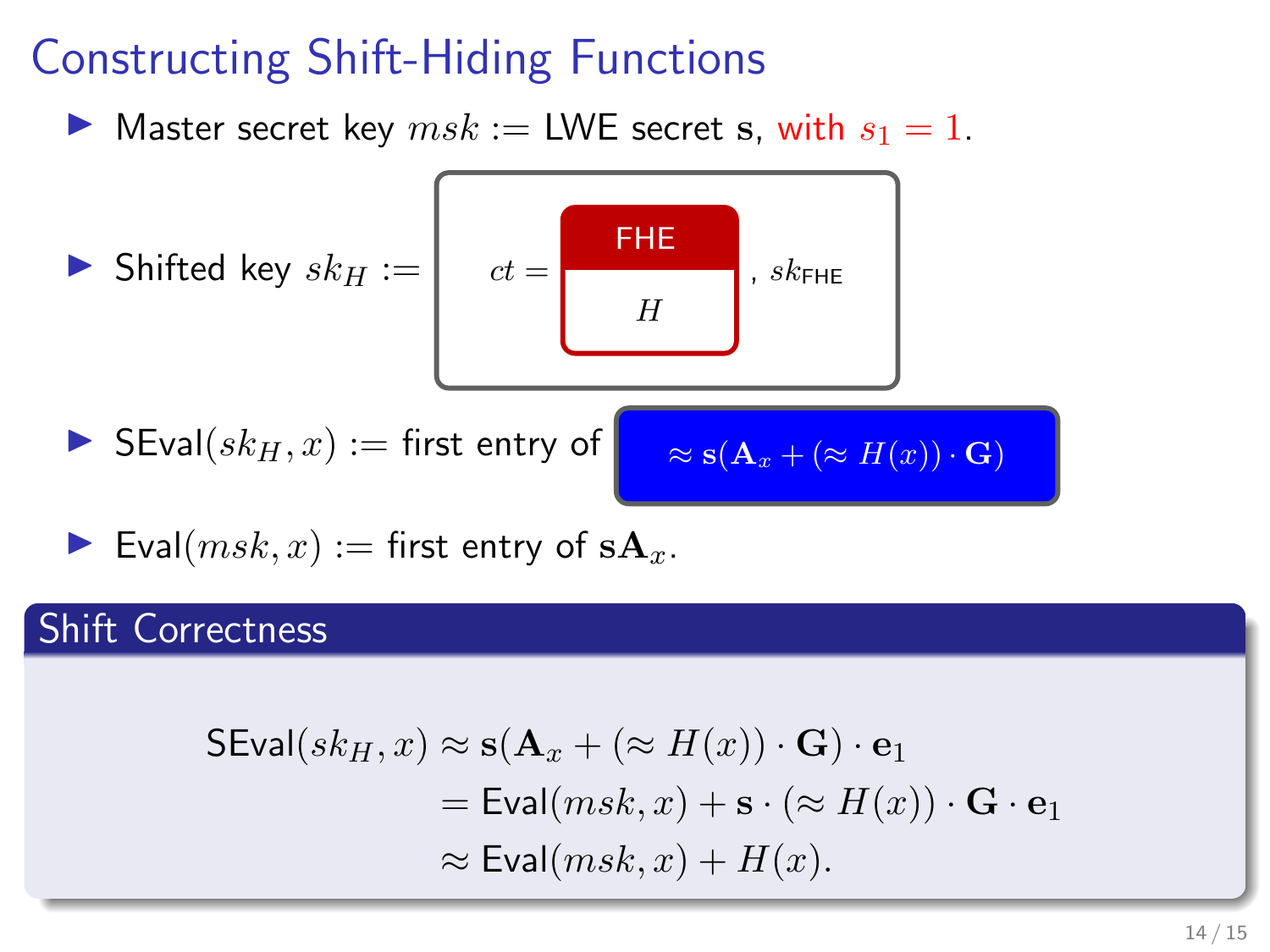# Constructing Shift-Hiding Functions

- Master secret key $msk :=$ LWE secret $\mathbf{s}$, with $s_1 = 1$.
- Shifted key $sk_H :=$ $ct =$ FHE( $H$ ), $sk_{\mathsf{FHE}}$
- $\mathsf{SEval}(sk_H, x) :=$ first entry of $\approx \mathbf{s}(\mathbf{A}_x + (\approx H(x)) \cdot \mathbf{G})$
- $\mathsf{Eval}(msk, x) :=$ first entry of $\mathbf{s}\mathbf{A}_x$.

## Shift Correctness

$$
\begin{aligned}
\mathsf{SEval}(sk_H, x) &\approx \mathbf{s}(\mathbf{A}_x + (\approx H(x)) \cdot \mathbf{G}) \cdot \mathbf{e}_1 \\
&= \mathsf{Eval}(msk, x) + \mathbf{s} \cdot (\approx H(x)) \cdot \mathbf{G} \cdot \mathbf{e}_1 \\
&\approx \mathsf{Eval}(msk, x) + H(x).
\end{aligned}
$$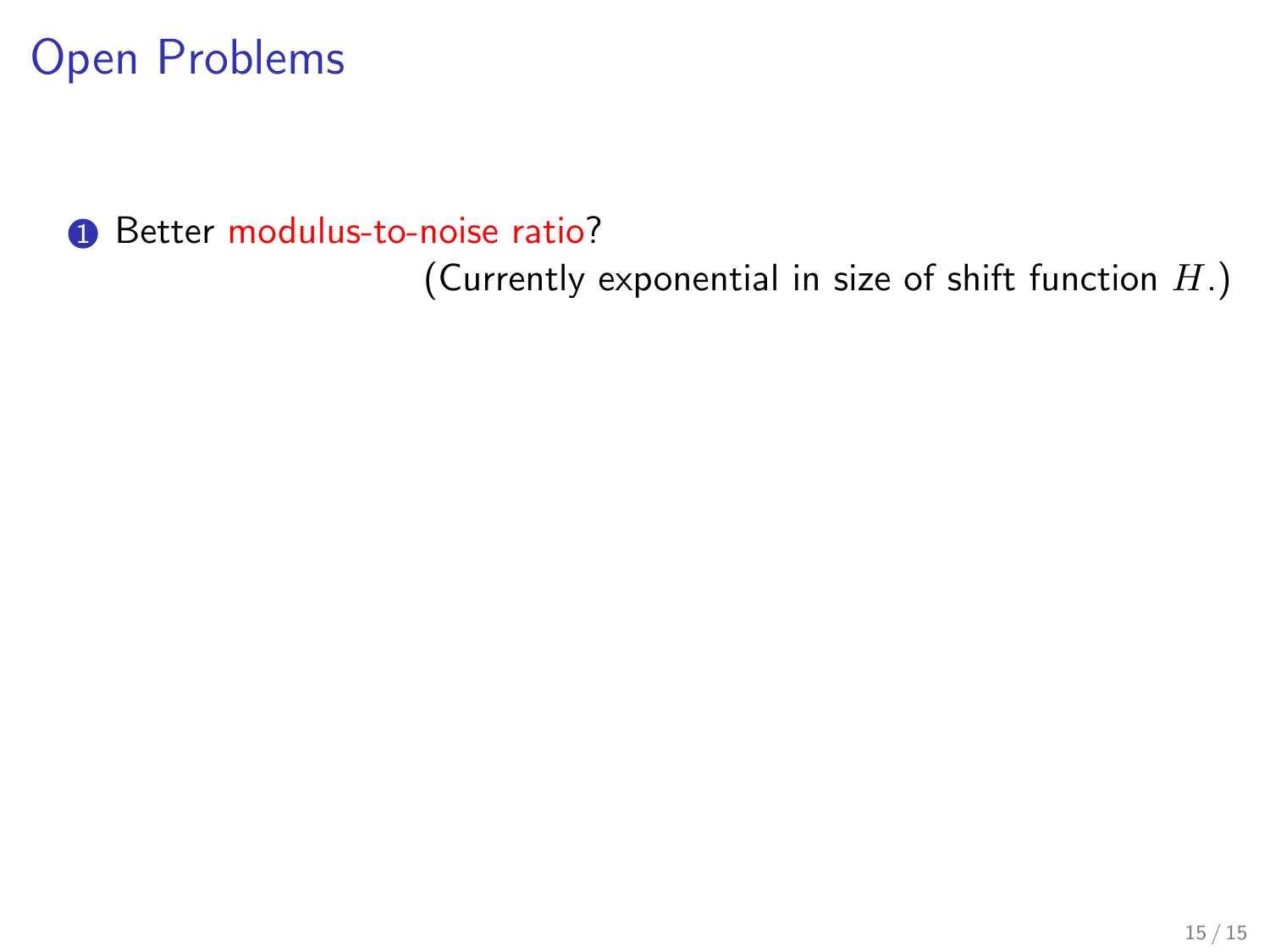# Open Problems

1. Better modulus-to-noise ratio?

   (Currently exponential in size of shift function $H$.)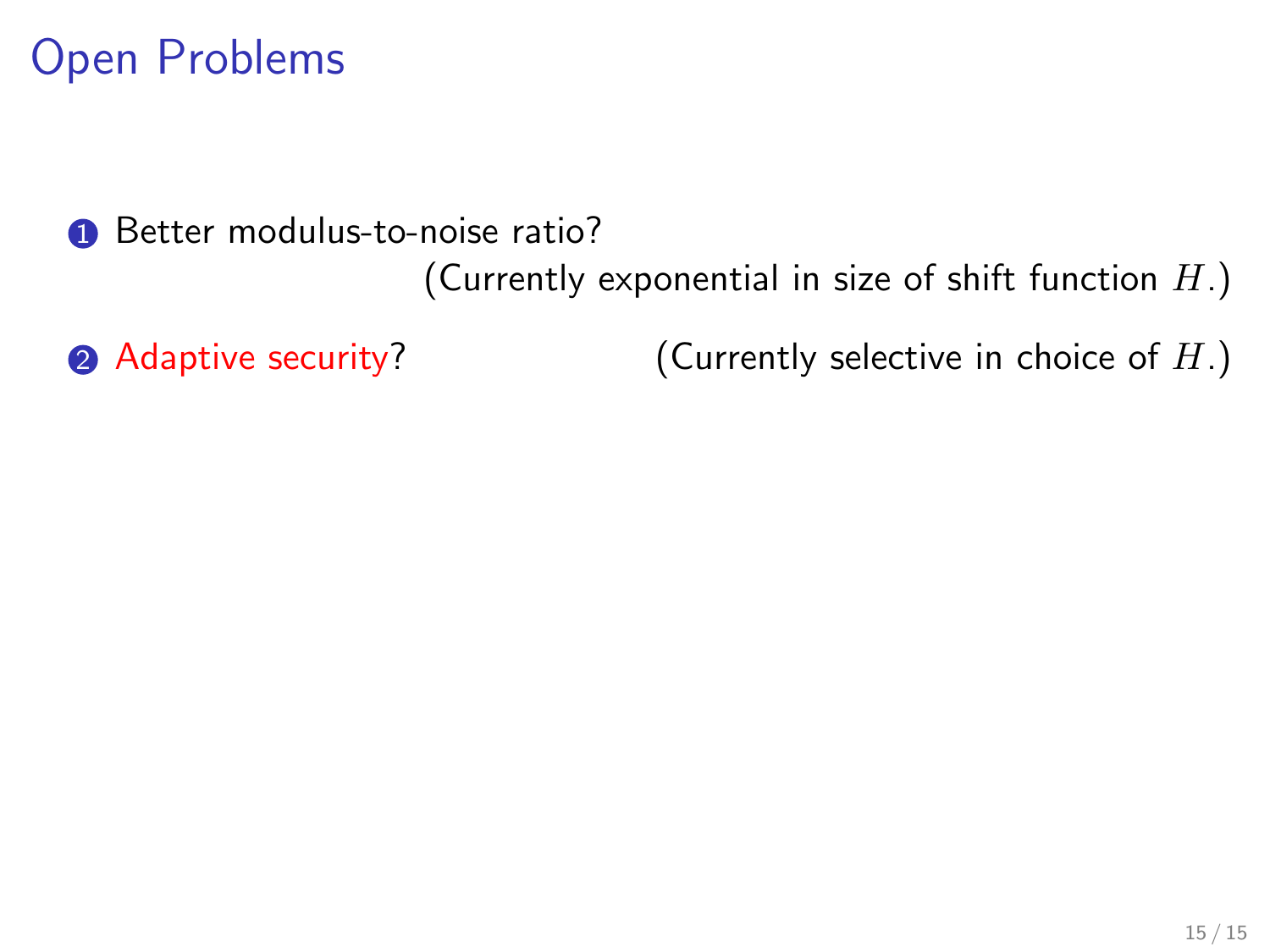# Open Problems

1. Better modulus-to-noise ratio?
   (Currently exponential in size of shift function $H$.)

2. Adaptive security? (Currently selective in choice of $H$.)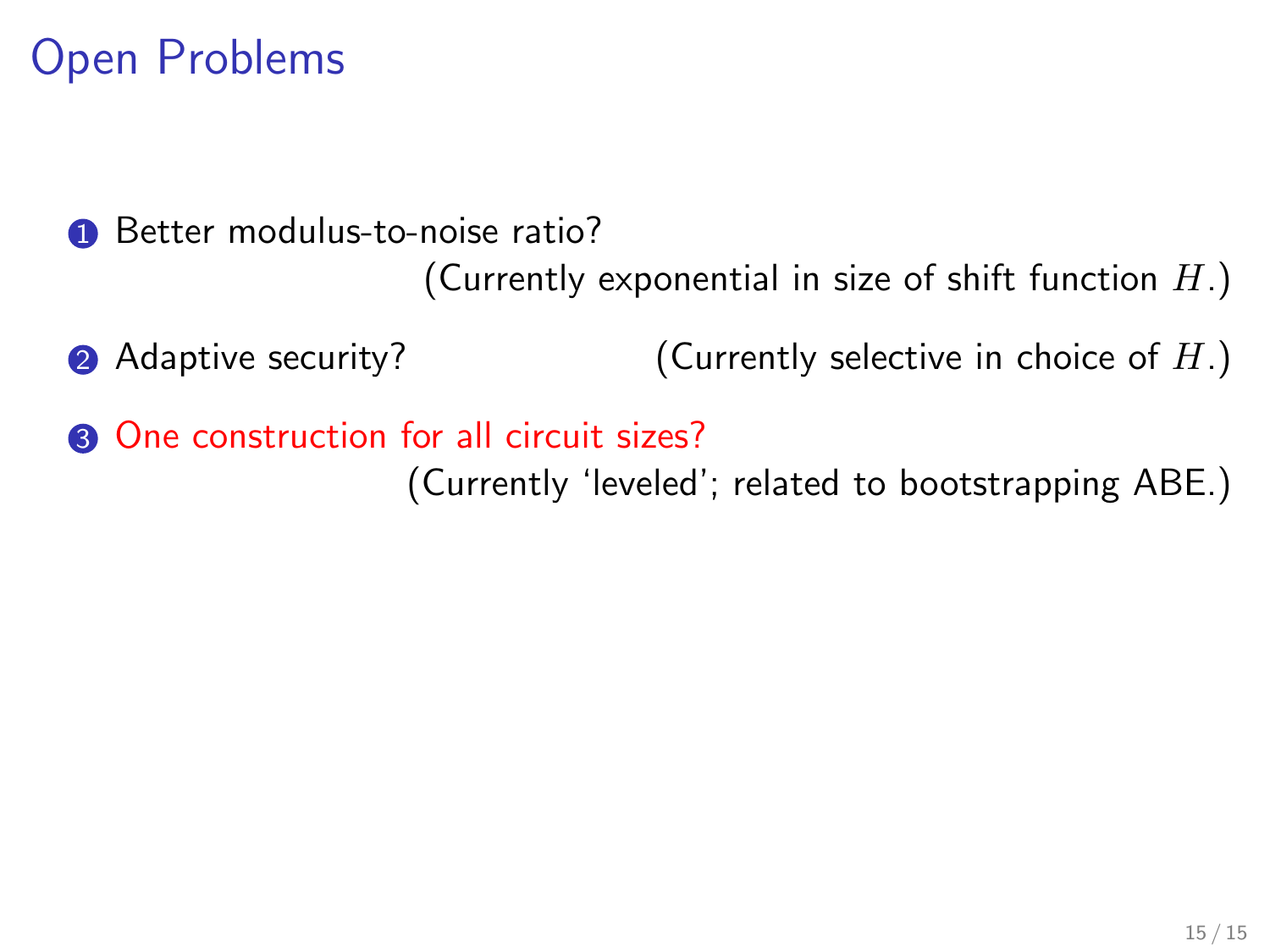# Open Problems

1. Better modulus-to-noise ratio?
   (Currently exponential in size of shift function $H$.)

2. Adaptive security? (Currently selective in choice of $H$.)

3. One construction for all circuit sizes?
   (Currently 'leveled'; related to bootstrapping ABE.)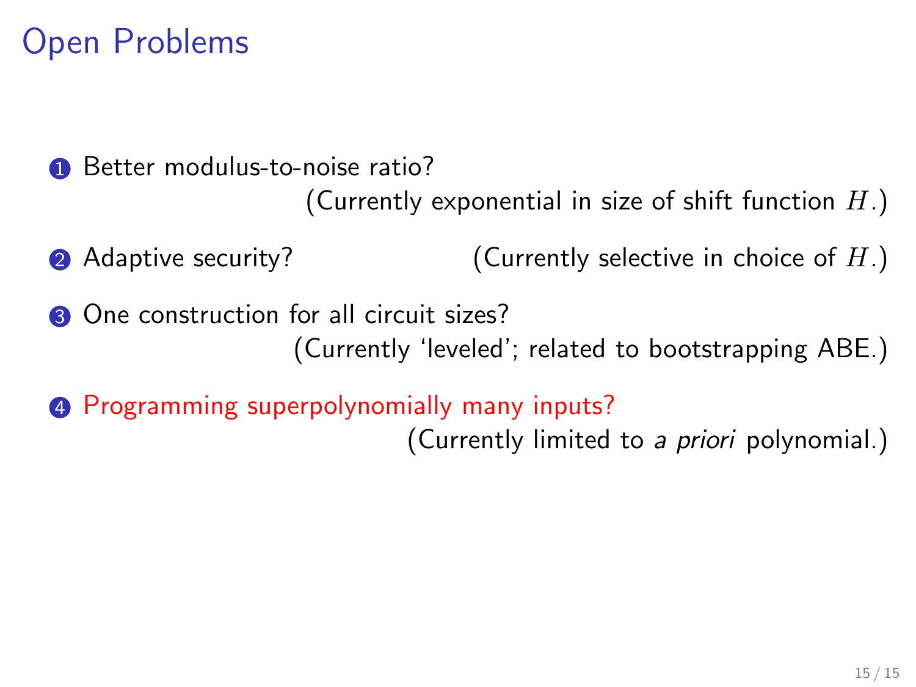# Open Problems

1. Better modulus-to-noise ratio?
   (Currently exponential in size of shift function $H$.)

2. Adaptive security? (Currently selective in choice of $H$.)

3. One construction for all circuit sizes?
   (Currently 'leveled'; related to bootstrapping ABE.)

4. Programming superpolynomially many inputs?
   (Currently limited to *a priori* polynomial.)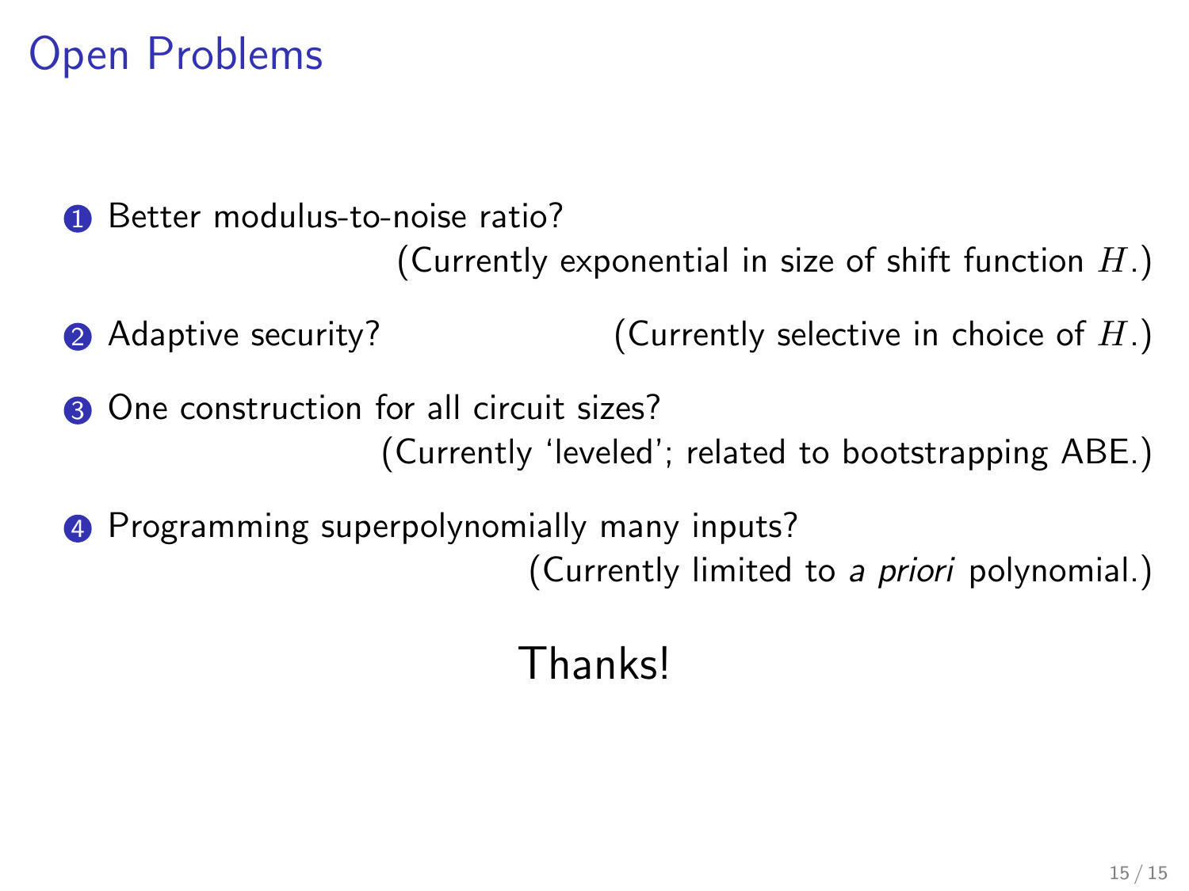# Open Problems

1. Better modulus-to-noise ratio?
   (Currently exponential in size of shift function $H$.)

2. Adaptive security? (Currently selective in choice of $H$.)

3. One construction for all circuit sizes?
   (Currently 'leveled'; related to bootstrapping ABE.)

4. Programming superpolynomially many inputs?
   (Currently limited to *a priori* polynomial.)

Thanks!